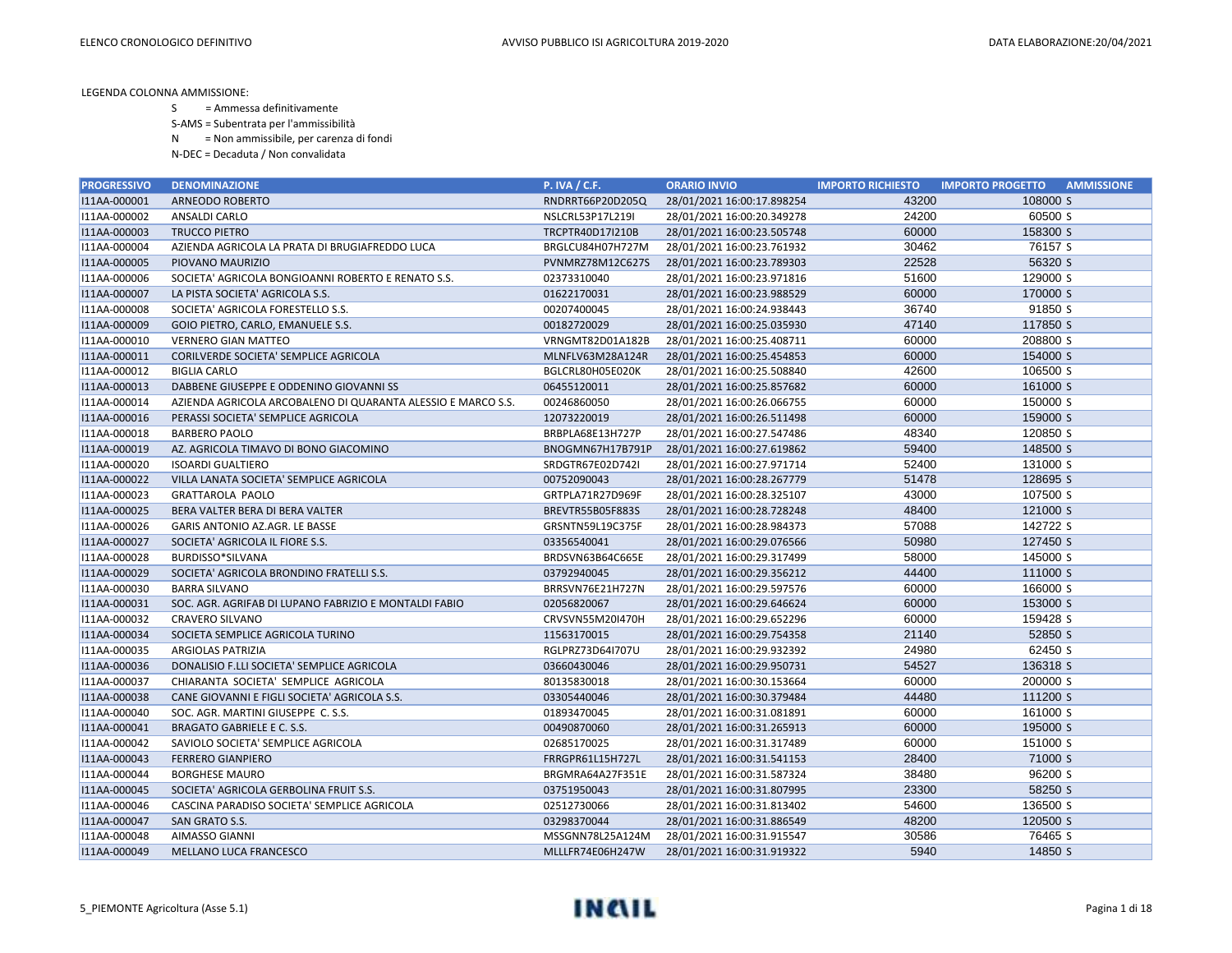LEGENDA COLONNA AMMISSIONE:

S = Ammessa definitivamente

S-AMS = Subentrata per l'ammissibilità

N = Non ammissibile, per carenza di fondi

N-DEC = Decaduta / Non convalidata

| PROGRESSIVO | DENOMINAZIONE | P. IVA / C.F. | ORARIO INVIO | IMPORTO RICHIESTO | IMPORTO PROGETTO | AMMISSIONE |
|---|---|---|---|---|---|---|
| I11AA-000001 | ARNEODO ROBERTO | RNDRRT66P20D205Q | 28/01/2021 16:00:17.898254 | 43200 | 108000 | S |
| I11AA-000002 | ANSALDI CARLO | NSLCRL53P17L219I | 28/01/2021 16:00:20.349278 | 24200 | 60500 | S |
| I11AA-000003 | TRUCCO PIETRO | TRCPTR40D17I210B | 28/01/2021 16:00:23.505748 | 60000 | 158300 | S |
| I11AA-000004 | AZIENDA AGRICOLA LA PRATA DI BRUGIAFREDDO LUCA | BRGLCU84H07H727M | 28/01/2021 16:00:23.761932 | 30462 | 76157 | S |
| I11AA-000005 | PIOVANO MAURIZIO | PVNMRZ78M12C627S | 28/01/2021 16:00:23.789303 | 22528 | 56320 | S |
| I11AA-000006 | SOCIETA' AGRICOLA BONGIOANNI ROBERTO E RENATO S.S. | 02373310040 | 28/01/2021 16:00:23.971816 | 51600 | 129000 | S |
| I11AA-000007 | LA PISTA SOCIETA' AGRICOLA S.S. | 01622170031 | 28/01/2021 16:00:23.988529 | 60000 | 170000 | S |
| I11AA-000008 | SOCIETA' AGRICOLA FORESTELLO S.S. | 00207400045 | 28/01/2021 16:00:24.938443 | 36740 | 91850 | S |
| I11AA-000009 | GOIO PIETRO, CARLO, EMANUELE S.S. | 00182720029 | 28/01/2021 16:00:25.035930 | 47140 | 117850 | S |
| I11AA-000010 | VERNERO GIAN MATTEO | VRNGMT82D01A182B | 28/01/2021 16:00:25.408711 | 60000 | 208800 | S |
| I11AA-000011 | CORILVERDE SOCIETA' SEMPLICE AGRICOLA | MLNFLV63M28A124R | 28/01/2021 16:00:25.454853 | 60000 | 154000 | S |
| I11AA-000012 | BIGLIA CARLO | BGLCRL80H05E020K | 28/01/2021 16:00:25.508840 | 42600 | 106500 | S |
| I11AA-000013 | DABBENE GIUSEPPE E ODDENINO GIOVANNI SS | 06455120011 | 28/01/2021 16:00:25.857682 | 60000 | 161000 | S |
| I11AA-000014 | AZIENDA AGRICOLA ARCOBALENO DI QUARANTA ALESSIO E MARCO S.S. | 00246860050 | 28/01/2021 16:00:26.066755 | 60000 | 150000 | S |
| I11AA-000016 | PERASSI SOCIETA' SEMPLICE AGRICOLA | 12073220019 | 28/01/2021 16:00:26.511498 | 60000 | 159000 | S |
| I11AA-000018 | BARBERO PAOLO | BRBPLA68E13H727P | 28/01/2021 16:00:27.547486 | 48340 | 120850 | S |
| I11AA-000019 | AZ. AGRICOLA TIMAVO DI BONO GIACOMINO | BNOGMN67H17B791P | 28/01/2021 16:00:27.619862 | 59400 | 148500 | S |
| I11AA-000020 | ISOARDI GUALTIERO | SRDGTR67E02D742I | 28/01/2021 16:00:27.971714 | 52400 | 131000 | S |
| I11AA-000022 | VILLA LANATA SOCIETA' SEMPLICE AGRICOLA | 00752090043 | 28/01/2021 16:00:28.267779 | 51478 | 128695 | S |
| I11AA-000023 | GRATTAROLA PAOLO | GRTPLA71R27D969F | 28/01/2021 16:00:28.325107 | 43000 | 107500 | S |
| I11AA-000025 | BERA VALTER BERA DI BERA VALTER | BREVTR55B05F883S | 28/01/2021 16:00:28.728248 | 48400 | 121000 | S |
| I11AA-000026 | GARIS ANTONIO AZ.AGR. LE BASSE | GRSNTN59L19C375F | 28/01/2021 16:00:28.984373 | 57088 | 142722 | S |
| I11AA-000027 | SOCIETA' AGRICOLA IL FIORE S.S. | 03356540041 | 28/01/2021 16:00:29.076566 | 50980 | 127450 | S |
| I11AA-000028 | BURDISSO*SILVANA | BRDSVN63B64C665E | 28/01/2021 16:00:29.317499 | 58000 | 145000 | S |
| I11AA-000029 | SOCIETA' AGRICOLA BRONDINO FRATELLI S.S. | 03792940045 | 28/01/2021 16:00:29.356212 | 44400 | 111000 | S |
| I11AA-000030 | BARRA SILVANO | BRRSVN76E21H727N | 28/01/2021 16:00:29.597576 | 60000 | 166000 | S |
| I11AA-000031 | SOC. AGR. AGRIFAB DI LUPANO FABRIZIO E MONTALDI FABIO | 02056820067 | 28/01/2021 16:00:29.646624 | 60000 | 153000 | S |
| I11AA-000032 | CRAVERO SILVANO | CRVSVN55M20I470H | 28/01/2021 16:00:29.652296 | 60000 | 159428 | S |
| I11AA-000034 | SOCIETA SEMPLICE AGRICOLA TURINO | 11563170015 | 28/01/2021 16:00:29.754358 | 21140 | 52850 | S |
| I11AA-000035 | ARGIOLAS PATRIZIA | RGLPRZ73D64I707U | 28/01/2021 16:00:29.932392 | 24980 | 62450 | S |
| I11AA-000036 | DONALISIO F.LLI SOCIETA' SEMPLICE AGRICOLA | 03660430046 | 28/01/2021 16:00:29.950731 | 54527 | 136318 | S |
| I11AA-000037 | CHIARANTA SOCIETA' SEMPLICE AGRICOLA | 80135830018 | 28/01/2021 16:00:30.153664 | 60000 | 200000 | S |
| I11AA-000038 | CANE GIOVANNI E FIGLI SOCIETA' AGRICOLA S.S. | 03305440046 | 28/01/2021 16:00:30.379484 | 44480 | 111200 | S |
| I11AA-000040 | SOC. AGR. MARTINI GIUSEPPE C. S.S. | 01893470045 | 28/01/2021 16:00:31.081891 | 60000 | 161000 | S |
| I11AA-000041 | BRAGATO GABRIELE E C. S.S. | 00490870060 | 28/01/2021 16:00:31.265913 | 60000 | 195000 | S |
| I11AA-000042 | SAVIOLO SOCIETA' SEMPLICE AGRICOLA | 02685170025 | 28/01/2021 16:00:31.317489 | 60000 | 151000 | S |
| I11AA-000043 | FERRERO GIANPIERO | FRRGPR61L15H727L | 28/01/2021 16:00:31.541153 | 28400 | 71000 | S |
| I11AA-000044 | BORGHESE MAURO | BRGMRA64A27F351E | 28/01/2021 16:00:31.587324 | 38480 | 96200 | S |
| I11AA-000045 | SOCIETA' AGRICOLA GERBOLINA FRUIT S.S. | 03751950043 | 28/01/2021 16:00:31.807995 | 23300 | 58250 | S |
| I11AA-000046 | CASCINA PARADISO SOCIETA' SEMPLICE AGRICOLA | 02512730066 | 28/01/2021 16:00:31.813402 | 54600 | 136500 | S |
| I11AA-000047 | SAN GRATO S.S. | 03298370044 | 28/01/2021 16:00:31.886549 | 48200 | 120500 | S |
| I11AA-000048 | AIMASSO GIANNI | MSSGNN78L25A124M | 28/01/2021 16:00:31.915547 | 30586 | 76465 | S |
| I11AA-000049 | MELLANO LUCA FRANCESCO | MLLLFR74E06H247W | 28/01/2021 16:00:31.919322 | 5940 | 14850 | S |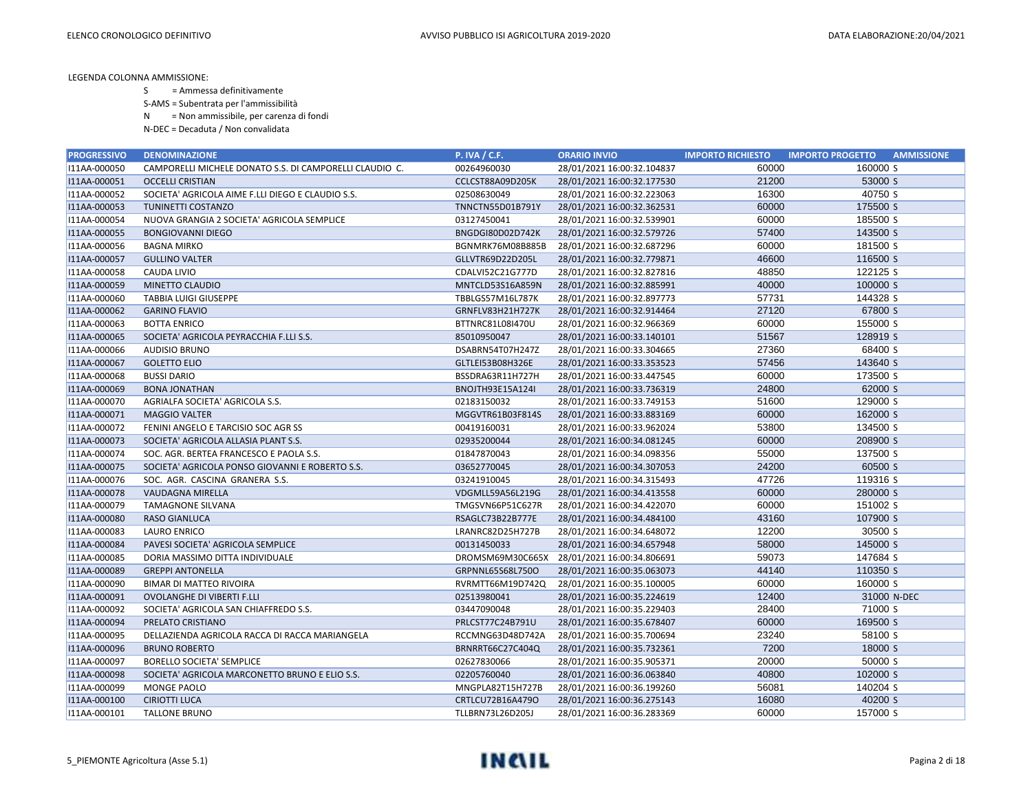LEGENDA COLONNA AMMISSIONE:

S = Ammessa definitivamente

S-AMS = Subentrata per l'ammissibilità

N = Non ammissibile, per carenza di fondi

N-DEC = Decaduta / Non convalidata

| PROGRESSIVO | DENOMINAZIONE | P. IVA / C.F. | ORARIO INVIO | IMPORTO RICHIESTO | IMPORTO PROGETTO | AMMISSIONE |
|---|---|---|---|---|---|---|
| I11AA-000050 | CAMPORELLI MICHELE DONATO S.S. DI CAMPORELLI CLAUDIO C. | 00264960030 | 28/01/2021 16:00:32.104837 | 60000 | 160000 | S |
| I11AA-000051 | OCCELLI CRISTIAN | CCLCST88A09D205K | 28/01/2021 16:00:32.177530 | 21200 | 53000 | S |
| I11AA-000052 | SOCIETA' AGRICOLA AIME F.LLI DIEGO E CLAUDIO S.S. | 02508630049 | 28/01/2021 16:00:32.223063 | 16300 | 40750 | S |
| I11AA-000053 | TUNINETTI COSTANZO | TNNCTN55D01B791Y | 28/01/2021 16:00:32.362531 | 60000 | 175500 | S |
| I11AA-000054 | NUOVA GRANGIA 2 SOCIETA' AGRICOLA SEMPLICE | 03127450041 | 28/01/2021 16:00:32.539901 | 60000 | 185500 | S |
| I11AA-000055 | BONGIOVANNI DIEGO | BNGDGI80D02D742K | 28/01/2021 16:00:32.579726 | 57400 | 143500 | S |
| I11AA-000056 | BAGNA MIRKO | BGNMRK76M08B885B | 28/01/2021 16:00:32.687296 | 60000 | 181500 | S |
| I11AA-000057 | GULLINO VALTER | GLLVTR69D22D205L | 28/01/2021 16:00:32.779871 | 46600 | 116500 | S |
| I11AA-000058 | CAUDA LIVIO | CDALVI52C21G777D | 28/01/2021 16:00:32.827816 | 48850 | 122125 | S |
| I11AA-000059 | MINETTO CLAUDIO | MNTCLD53S16A859N | 28/01/2021 16:00:32.885991 | 40000 | 100000 | S |
| I11AA-000060 | TABBIA LUIGI GIUSEPPE | TBBLGS57M16L787K | 28/01/2021 16:00:32.897773 | 57731 | 144328 | S |
| I11AA-000062 | GARINO FLAVIO | GRNFLV83H21H727K | 28/01/2021 16:00:32.914464 | 27120 | 67800 | S |
| I11AA-000063 | BOTTA ENRICO | BTTNRC81L08I470U | 28/01/2021 16:00:32.966369 | 60000 | 155000 | S |
| I11AA-000065 | SOCIETA' AGRICOLA PEYRACCHIA F.LLI S.S. | 85010950047 | 28/01/2021 16:00:33.140101 | 51567 | 128919 | S |
| I11AA-000066 | AUDISIO BRUNO | DSABRN54T07H247Z | 28/01/2021 16:00:33.304665 | 27360 | 68400 | S |
| I11AA-000067 | GOLETTO ELIO | GLTLEI53B08H326E | 28/01/2021 16:00:33.353523 | 57456 | 143640 | S |
| I11AA-000068 | BUSSI DARIO | BSSDRA63R11H727H | 28/01/2021 16:00:33.447545 | 60000 | 173500 | S |
| I11AA-000069 | BONA JONATHAN | BNOJTH93E15A124I | 28/01/2021 16:00:33.736319 | 24800 | 62000 | S |
| I11AA-000070 | AGRIALFA SOCIETA' AGRICOLA S.S. | 02183150032 | 28/01/2021 16:00:33.749153 | 51600 | 129000 | S |
| I11AA-000071 | MAGGIO VALTER | MGGVTR61B03F814S | 28/01/2021 16:00:33.883169 | 60000 | 162000 | S |
| I11AA-000072 | FENINI ANGELO E TARCISIO SOC AGR SS | 00419160031 | 28/01/2021 16:00:33.962024 | 53800 | 134500 | S |
| I11AA-000073 | SOCIETA' AGRICOLA ALLASIA PLANT S.S. | 02935200044 | 28/01/2021 16:00:34.081245 | 60000 | 208900 | S |
| I11AA-000074 | SOC. AGR. BERTEA FRANCESCO E PAOLA S.S. | 01847870043 | 28/01/2021 16:00:34.098356 | 55000 | 137500 | S |
| I11AA-000075 | SOCIETA' AGRICOLA PONSO GIOVANNI E ROBERTO S.S. | 03652770045 | 28/01/2021 16:00:34.307053 | 24200 | 60500 | S |
| I11AA-000076 | SOC. AGR. CASCINA GRANERA S.S. | 03241910045 | 28/01/2021 16:00:34.315493 | 47726 | 119316 | S |
| I11AA-000078 | VAUDAGNA MIRELLA | VDGMLL59A56L219G | 28/01/2021 16:00:34.413558 | 60000 | 280000 | S |
| I11AA-000079 | TAMAGNONE SILVANA | TMGSVN66P51C627R | 28/01/2021 16:00:34.422070 | 60000 | 151002 | S |
| I11AA-000080 | RASO GIANLUCA | RSAGLC73B22B777E | 28/01/2021 16:00:34.484100 | 43160 | 107900 | S |
| I11AA-000083 | LAURO ENRICO | LRANRC82D25H727B | 28/01/2021 16:00:34.648072 | 12200 | 30500 | S |
| I11AA-000084 | PAVESI SOCIETA' AGRICOLA SEMPLICE | 00131450033 | 28/01/2021 16:00:34.657948 | 58000 | 145000 | S |
| I11AA-000085 | DORIA MASSIMO DITTA INDIVIDUALE | DROMSM69M30C665X | 28/01/2021 16:00:34.806691 | 59073 | 147684 | S |
| I11AA-000089 | GREPPI ANTONELLA | GRPNNL65S68L750O | 28/01/2021 16:00:35.063073 | 44140 | 110350 | S |
| I11AA-000090 | BIMAR DI MATTEO RIVOIRA | RVRMTT66M19D742Q | 28/01/2021 16:00:35.100005 | 60000 | 160000 | S |
| I11AA-000091 | OVOLANGHE DI VIBERTI F.LLI | 02513980041 | 28/01/2021 16:00:35.224619 | 12400 | 31000 | N-DEC |
| I11AA-000092 | SOCIETA' AGRICOLA SAN CHIAFFREDO S.S. | 03447090048 | 28/01/2021 16:00:35.229403 | 28400 | 71000 | S |
| I11AA-000094 | PRELATO CRISTIANO | PRLCST77C24B791U | 28/01/2021 16:00:35.678407 | 60000 | 169500 | S |
| I11AA-000095 | DELLAZIENDA AGRICOLA RACCA DI RACCA MARIANGELA | RCCMNG63D48D742A | 28/01/2021 16:00:35.700694 | 23240 | 58100 | S |
| I11AA-000096 | BRUNO ROBERTO | BRNRRT66C27C404Q | 28/01/2021 16:00:35.732361 | 7200 | 18000 | S |
| I11AA-000097 | BORELLO SOCIETA' SEMPLICE | 02627830066 | 28/01/2021 16:00:35.905371 | 20000 | 50000 | S |
| I11AA-000098 | SOCIETA' AGRICOLA MARCONETTO BRUNO E ELIO S.S. | 02205760040 | 28/01/2021 16:00:36.063840 | 40800 | 102000 | S |
| I11AA-000099 | MONGE PAOLO | MNGPLA82T15H727B | 28/01/2021 16:00:36.199260 | 56081 | 140204 | S |
| I11AA-000100 | CIRIOTTI LUCA | CRTLCU72B16A479O | 28/01/2021 16:00:36.275143 | 16080 | 40200 | S |
| I11AA-000101 | TALLONE BRUNO | TLLBRN73L26D205J | 28/01/2021 16:00:36.283369 | 60000 | 157000 | S |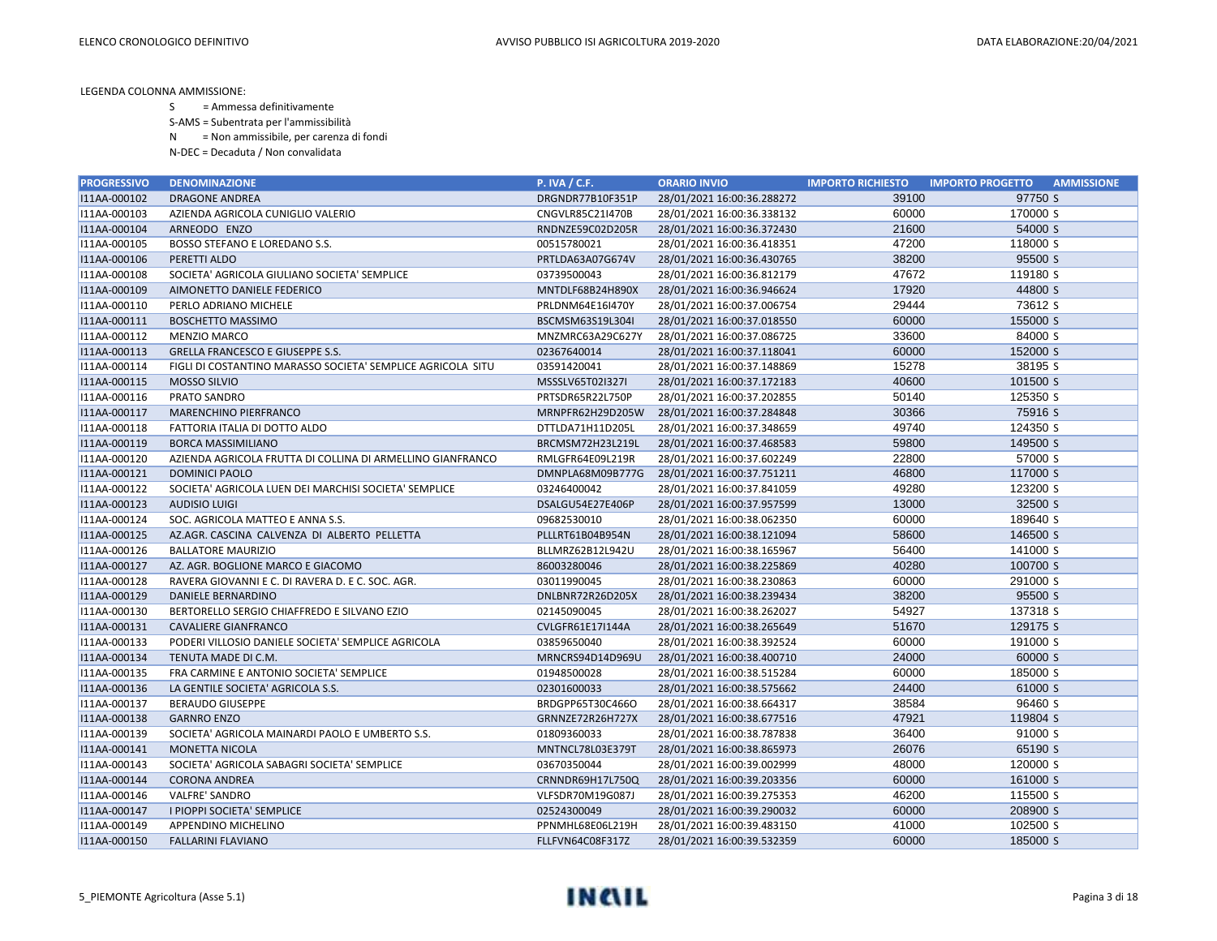LEGENDA COLONNA AMMISSIONE:

S = Ammessa definitivamente

S-AMS = Subentrata per l'ammissibilità

N = Non ammissibile, per carenza di fondi

N-DEC = Decaduta / Non convalidata

| PROGRESSIVO | DENOMINAZIONE | P. IVA / C.F. | ORARIO INVIO | IMPORTO RICHIESTO | IMPORTO PROGETTO | AMMISSIONE |
|---|---|---|---|---|---|---|
| I11AA-000102 | DRAGONE ANDREA | DRGNDR77B10F351P | 28/01/2021 16:00:36.288272 | 39100 | 97750 | S |
| I11AA-000103 | AZIENDA AGRICOLA CUNIGLIO VALERIO | CNGVLR85C21I470B | 28/01/2021 16:00:36.338132 | 60000 | 170000 | S |
| I11AA-000104 | ARNEODO ENZO | RNDNZE59C02D205R | 28/01/2021 16:00:36.372430 | 21600 | 54000 | S |
| I11AA-000105 | BOSSO STEFANO E LOREDANO S.S. | 00515780021 | 28/01/2021 16:00:36.418351 | 47200 | 118000 | S |
| I11AA-000106 | PERETTI ALDO | PRTLDA63A07G674V | 28/01/2021 16:00:36.430765 | 38200 | 95500 | S |
| I11AA-000108 | SOCIETA' AGRICOLA GIULIANO SOCIETA' SEMPLICE | 03739500043 | 28/01/2021 16:00:36.812179 | 47672 | 119180 | S |
| I11AA-000109 | AIMONETTO DANIELE FEDERICO | MNTDLF68B24H890X | 28/01/2021 16:00:36.946624 | 17920 | 44800 | S |
| I11AA-000110 | PERLO ADRIANO MICHELE | PRLDNM64E16I470Y | 28/01/2021 16:00:37.006754 | 29444 | 73612 | S |
| I11AA-000111 | BOSCHETTO MASSIMO | BSCMSM63S19L304I | 28/01/2021 16:00:37.018550 | 60000 | 155000 | S |
| I11AA-000112 | MENZIO MARCO | MNZMRC63A29C627Y | 28/01/2021 16:00:37.086725 | 33600 | 84000 | S |
| I11AA-000113 | GRELLA FRANCESCO E GIUSEPPE S.S. | 02367640014 | 28/01/2021 16:00:37.118041 | 60000 | 152000 | S |
| I11AA-000114 | FIGLI DI COSTANTINO MARASSO SOCIETA' SEMPLICE AGRICOLA SITU | 03591420041 | 28/01/2021 16:00:37.148869 | 15278 | 38195 | S |
| I11AA-000115 | MOSSO SILVIO | MSSSLV65T02I327I | 28/01/2021 16:00:37.172183 | 40600 | 101500 | S |
| I11AA-000116 | PRATO SANDRO | PRTSDR65R22L750P | 28/01/2021 16:00:37.202855 | 50140 | 125350 | S |
| I11AA-000117 | MARENCHINO PIERFRANCO | MRNPFR62H29D205W | 28/01/2021 16:00:37.284848 | 30366 | 75916 | S |
| I11AA-000118 | FATTORIA ITALIA DI DOTTO ALDO | DTTLDA71H11D205L | 28/01/2021 16:00:37.348659 | 49740 | 124350 | S |
| I11AA-000119 | BORCA MASSIMILIANO | BRCMSM72H23L219L | 28/01/2021 16:00:37.468583 | 59800 | 149500 | S |
| I11AA-000120 | AZIENDA AGRICOLA FRUTTA DI COLLINA DI ARMELLINO GIANFRANCO | RMLGFR64E09L219R | 28/01/2021 16:00:37.602249 | 22800 | 57000 | S |
| I11AA-000121 | DOMINICI PAOLO | DMNPLA68M09B777G | 28/01/2021 16:00:37.751211 | 46800 | 117000 | S |
| I11AA-000122 | SOCIETA' AGRICOLA LUEN DEI MARCHISI SOCIETA' SEMPLICE | 03246400042 | 28/01/2021 16:00:37.841059 | 49280 | 123200 | S |
| I11AA-000123 | AUDISIO LUIGI | DSALGU54E27E406P | 28/01/2021 16:00:37.957599 | 13000 | 32500 | S |
| I11AA-000124 | SOC. AGRICOLA MATTEO E ANNA S.S. | 09682530010 | 28/01/2021 16:00:38.062350 | 60000 | 189640 | S |
| I11AA-000125 | AZ.AGR. CASCINA CALVENZA DI ALBERTO PELLETTA | PLLLRT61B04B954N | 28/01/2021 16:00:38.121094 | 58600 | 146500 | S |
| I11AA-000126 | BALLATORE MAURIZIO | BLLMRZ62B12L942U | 28/01/2021 16:00:38.165967 | 56400 | 141000 | S |
| I11AA-000127 | AZ. AGR. BOGLIONE MARCO E GIACOMO | 86003280046 | 28/01/2021 16:00:38.225869 | 40280 | 100700 | S |
| I11AA-000128 | RAVERA GIOVANNI E C. DI RAVERA D. E C. SOC. AGR. | 03011990045 | 28/01/2021 16:00:38.230863 | 60000 | 291000 | S |
| I11AA-000129 | DANIELE BERNARDINO | DNLBNR72R26D205X | 28/01/2021 16:00:38.239434 | 38200 | 95500 | S |
| I11AA-000130 | BERTORELLO SERGIO CHIAFFREDO E SILVANO EZIO | 02145090045 | 28/01/2021 16:00:38.262027 | 54927 | 137318 | S |
| I11AA-000131 | CAVALIERE GIANFRANCO | CVLGFR61E17I144A | 28/01/2021 16:00:38.265649 | 51670 | 129175 | S |
| I11AA-000133 | PODERI VILLOSIO DANIELE SOCIETA' SEMPLICE AGRICOLA | 03859650040 | 28/01/2021 16:00:38.392524 | 60000 | 191000 | S |
| I11AA-000134 | TENUTA MADE DI C.M. | MRNCRS94D14D969U | 28/01/2021 16:00:38.400710 | 24000 | 60000 | S |
| I11AA-000135 | FRA CARMINE E ANTONIO SOCIETA' SEMPLICE | 01948500028 | 28/01/2021 16:00:38.515284 | 60000 | 185000 | S |
| I11AA-000136 | LA GENTILE SOCIETA' AGRICOLA S.S. | 02301600033 | 28/01/2021 16:00:38.575662 | 24400 | 61000 | S |
| I11AA-000137 | BERAUDO GIUSEPPE | BRDGPP65T30C466O | 28/01/2021 16:00:38.664317 | 38584 | 96460 | S |
| I11AA-000138 | GARNRO ENZO | GRNNZE72R26H727X | 28/01/2021 16:00:38.677516 | 47921 | 119804 | S |
| I11AA-000139 | SOCIETA' AGRICOLA MAINARDI PAOLO E UMBERTO S.S. | 01809360033 | 28/01/2021 16:00:38.787838 | 36400 | 91000 | S |
| I11AA-000141 | MONETTA NICOLA | MNTNCL78L03E379T | 28/01/2021 16:00:38.865973 | 26076 | 65190 | S |
| I11AA-000143 | SOCIETA' AGRICOLA SABAGRI SOCIETA' SEMPLICE | 03670350044 | 28/01/2021 16:00:39.002999 | 48000 | 120000 | S |
| I11AA-000144 | CORONA ANDREA | CRNNDR69H17L750Q | 28/01/2021 16:00:39.203356 | 60000 | 161000 | S |
| I11AA-000146 | VALFRE' SANDRO | VLFSDR70M19G087J | 28/01/2021 16:00:39.275353 | 46200 | 115500 | S |
| I11AA-000147 | I PIOPPI SOCIETA' SEMPLICE | 02524300049 | 28/01/2021 16:00:39.290032 | 60000 | 208900 | S |
| I11AA-000149 | APPENDINO MICHELINO | PPNMHL68E06L219H | 28/01/2021 16:00:39.483150 | 41000 | 102500 | S |
| I11AA-000150 | FALLARINI FLAVIANO | FLLFVN64C08F317Z | 28/01/2021 16:00:39.532359 | 60000 | 185000 | S |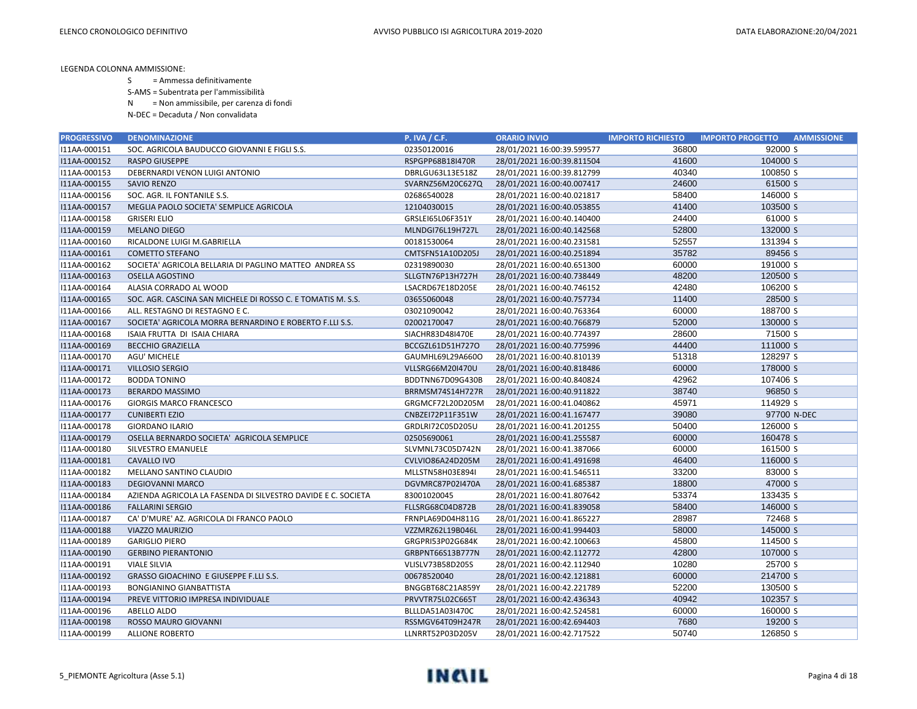LEGENDA COLONNA AMMISSIONE:

S = Ammessa definitivamente

S-AMS = Subentrata per l'ammissibilità

N = Non ammissibile, per carenza di fondi

N-DEC = Decaduta / Non convalidata

| PROGRESSIVO | DENOMINAZIONE | P. IVA / C.F. | ORARIO INVIO | IMPORTO RICHIESTO | IMPORTO PROGETTO | AMMISSIONE |
|---|---|---|---|---|---|---|
| I11AA-000151 | SOC. AGRICOLA BAUDUCCO GIOVANNI E FIGLI S.S. | 02350120016 | 28/01/2021 16:00:39.599577 | 36800 | 92000 | S |
| I11AA-000152 | RASPO GIUSEPPE | RSPGPP68B18I470R | 28/01/2021 16:00:39.811504 | 41600 | 104000 | S |
| I11AA-000153 | DEBERNARDI VENON LUIGI ANTONIO | DBRLGU63L13E518Z | 28/01/2021 16:00:39.812799 | 40340 | 100850 | S |
| I11AA-000155 | SAVIO RENZO | SVARNZ56M20C627Q | 28/01/2021 16:00:40.007417 | 24600 | 61500 | S |
| I11AA-000156 | SOC. AGR. IL FONTANILE S.S. | 02686540028 | 28/01/2021 16:00:40.021817 | 58400 | 146000 | S |
| I11AA-000157 | MEGLIA PAOLO SOCIETA' SEMPLICE AGRICOLA | 12104030015 | 28/01/2021 16:00:40.053855 | 41400 | 103500 | S |
| I11AA-000158 | GRISERI ELIO | GRSLEI65L06F351Y | 28/01/2021 16:00:40.140400 | 24400 | 61000 | S |
| I11AA-000159 | MELANO DIEGO | MLNDGI76L19H727L | 28/01/2021 16:00:40.142568 | 52800 | 132000 | S |
| I11AA-000160 | RICALDONE LUIGI M.GABRIELLA | 00181530064 | 28/01/2021 16:00:40.231581 | 52557 | 131394 | S |
| I11AA-000161 | COMETTO STEFANO | CMTSFN51A10D205J | 28/01/2021 16:00:40.251894 | 35782 | 89456 | S |
| I11AA-000162 | SOCIETA' AGRICOLA BELLARIA DI PAGLINO MATTEO ANDREA SS | 02319890030 | 28/01/2021 16:00:40.651300 | 60000 | 191000 | S |
| I11AA-000163 | OSELLA AGOSTINO | SLLGTN76P13H727H | 28/01/2021 16:00:40.738449 | 48200 | 120500 | S |
| I11AA-000164 | ALASIA CORRADO AL WOOD | LSACRD67E18D205E | 28/01/2021 16:00:40.746152 | 42480 | 106200 | S |
| I11AA-000165 | SOC. AGR. CASCINA SAN MICHELE DI ROSSO C. E TOMATIS M. S.S. | 03655060048 | 28/01/2021 16:00:40.757734 | 11400 | 28500 | S |
| I11AA-000166 | ALL. RESTAGNO DI RESTAGNO E C. | 03021090042 | 28/01/2021 16:00:40.763364 | 60000 | 188700 | S |
| I11AA-000167 | SOCIETA' AGRICOLA MORRA BERNARDINO E ROBERTO F.LLI S.S. | 02002170047 | 28/01/2021 16:00:40.766879 | 52000 | 130000 | S |
| I11AA-000168 | ISAIA FRUTTA DI ISAIA CHIARA | SIACHR83D48I470E | 28/01/2021 16:00:40.774397 | 28600 | 71500 | S |
| I11AA-000169 | BECCHIO GRAZIELLA | BCCGZL61D51H727O | 28/01/2021 16:00:40.775996 | 44400 | 111000 | S |
| I11AA-000170 | AGU' MICHELE | GAUMHL69L29A660O | 28/01/2021 16:00:40.810139 | 51318 | 128297 | S |
| I11AA-000171 | VILLOSIO SERGIO | VLLSRG66M20I470U | 28/01/2021 16:00:40.818486 | 60000 | 178000 | S |
| I11AA-000172 | BODDA TONINO | BDDTNN67D09G430B | 28/01/2021 16:00:40.840824 | 42962 | 107406 | S |
| I11AA-000173 | BERARDO MASSIMO | BRRMSM74S14H727R | 28/01/2021 16:00:40.911822 | 38740 | 96850 | S |
| I11AA-000176 | GIORGIS MARCO FRANCESCO | GRGMCF72L20D205M | 28/01/2021 16:00:41.040862 | 45971 | 114929 | S |
| I11AA-000177 | CUNIBERTI EZIO | CNBZEI72P11F351W | 28/01/2021 16:00:41.167477 | 39080 | 97700 | N-DEC |
| I11AA-000178 | GIORDANO ILARIO | GRDLRI72C05D205U | 28/01/2021 16:00:41.201255 | 50400 | 126000 | S |
| I11AA-000179 | OSELLA BERNARDO SOCIETA' AGRICOLA SEMPLICE | 02505690061 | 28/01/2021 16:00:41.255587 | 60000 | 160478 | S |
| I11AA-000180 | SILVESTRO EMANUELE | SLVMNL73C05D742N | 28/01/2021 16:00:41.387066 | 60000 | 161500 | S |
| I11AA-000181 | CAVALLO IVO | CVLVIO86A24D205M | 28/01/2021 16:00:41.491698 | 46400 | 116000 | S |
| I11AA-000182 | MELLANO SANTINO CLAUDIO | MLLSTN58H03E894I | 28/01/2021 16:00:41.546511 | 33200 | 83000 | S |
| I11AA-000183 | DEGIOVANNI MARCO | DGVMRC87P02I470A | 28/01/2021 16:00:41.685387 | 18800 | 47000 | S |
| I11AA-000184 | AZIENDA AGRICOLA LA FASENDA DI SILVESTRO DAVIDE E C. SOCIETA | 83001020045 | 28/01/2021 16:00:41.807642 | 53374 | 133435 | S |
| I11AA-000186 | FALLARINI SERGIO | FLLSRG68C04D872B | 28/01/2021 16:00:41.839058 | 58400 | 146000 | S |
| I11AA-000187 | CA' D'MURE' AZ. AGRICOLA DI FRANCO PAOLO | FRNPLA69D04H811G | 28/01/2021 16:00:41.865227 | 28987 | 72468 | S |
| I11AA-000188 | VIAZZO MAURIZIO | VZZMRZ62L19B046L | 28/01/2021 16:00:41.994403 | 58000 | 145000 | S |
| I11AA-000189 | GARIGLIO PIERO | GRGPRI53P02G684K | 28/01/2021 16:00:42.100663 | 45800 | 114500 | S |
| I11AA-000190 | GERBINO PIERANTONIO | GRBPNT66S13B777N | 28/01/2021 16:00:42.112772 | 42800 | 107000 | S |
| I11AA-000191 | VIALE SILVIA | VLISLV73B58D205S | 28/01/2021 16:00:42.112940 | 10280 | 25700 | S |
| I11AA-000192 | GRASSO GIOACHINO E GIUSEPPE F.LLI S.S. | 00678520040 | 28/01/2021 16:00:42.121881 | 60000 | 214700 | S |
| I11AA-000193 | BONGIANINO GIANBATTISTA | BNGGBT68C21A859Y | 28/01/2021 16:00:42.221789 | 52200 | 130500 | S |
| I11AA-000194 | PREVE VITTORIO IMPRESA INDIVIDUALE | PRVVTR75L02C665T | 28/01/2021 16:00:42.436343 | 40942 | 102357 | S |
| I11AA-000196 | ABELLO ALDO | BLLLDA51A03I470C | 28/01/2021 16:00:42.524581 | 60000 | 160000 | S |
| I11AA-000198 | ROSSO MAURO GIOVANNI | RSSMGV64T09H247R | 28/01/2021 16:00:42.694403 | 7680 | 19200 | S |
| I11AA-000199 | ALLIONE ROBERTO | LLNRRT52P03D205V | 28/01/2021 16:00:42.717522 | 50740 | 126850 | S |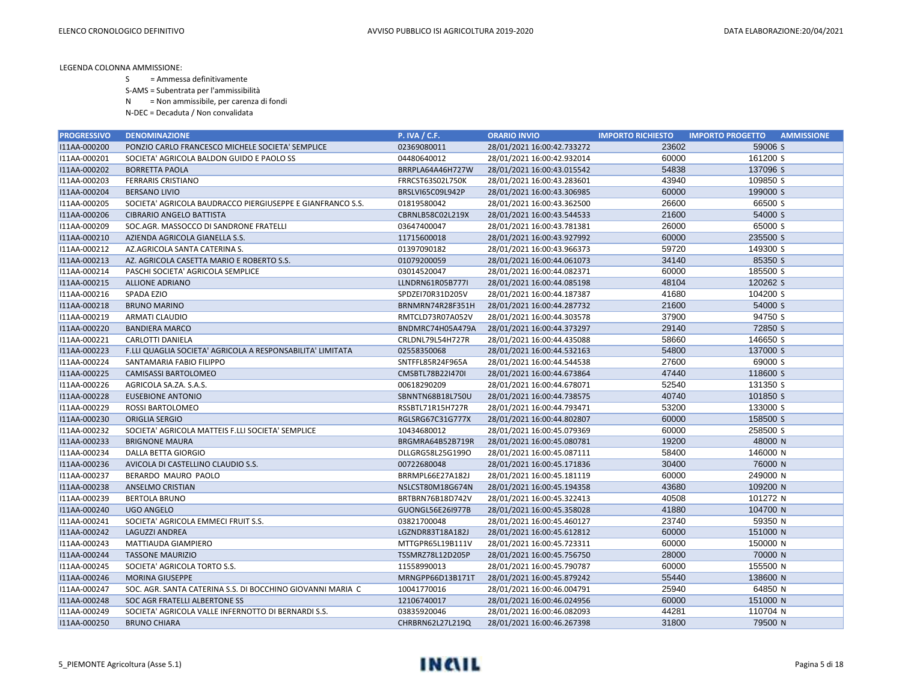LEGENDA COLONNA AMMISSIONE:

S = Ammessa definitivamente

S-AMS = Subentrata per l'ammissibilità

N = Non ammissibile, per carenza di fondi

N-DEC = Decaduta / Non convalidata

| PROGRESSIVO | DENOMINAZIONE | P. IVA / C.F. | ORARIO INVIO | IMPORTO RICHIESTO | IMPORTO PROGETTO | AMMISSIONE |
|---|---|---|---|---|---|---|
| I11AA-000200 | PONZIO CARLO FRANCESCO MICHELE SOCIETA' SEMPLICE | 02369080011 | 28/01/2021 16:00:42.733272 | 23602 | 59006 | S |
| I11AA-000201 | SOCIETA' AGRICOLA BALDON GUIDO E PAOLO SS | 04480640012 | 28/01/2021 16:00:42.932014 | 60000 | 161200 | S |
| I11AA-000202 | BORRETTA PAOLA | BRRPLA64A46H727W | 28/01/2021 16:00:43.015542 | 54838 | 137096 | S |
| I11AA-000203 | FERRARIS CRISTIANO | FRRCST63S02L750K | 28/01/2021 16:00:43.283601 | 43940 | 109850 | S |
| I11AA-000204 | BERSANO LIVIO | BRSLVI65C09L942P | 28/01/2021 16:00:43.306985 | 60000 | 199000 | S |
| I11AA-000205 | SOCIETA' AGRICOLA BAUDRACCO PIERGIUSEPPE E GIANFRANCO S.S. | 01819580042 | 28/01/2021 16:00:43.362500 | 26600 | 66500 | S |
| I11AA-000206 | CIBRARIO ANGELO BATTISTA | CBRNLB58C02L219X | 28/01/2021 16:00:43.544533 | 21600 | 54000 | S |
| I11AA-000209 | SOC.AGR. MASSOCCO DI SANDRONE FRATELLI | 03647400047 | 28/01/2021 16:00:43.781381 | 26000 | 65000 | S |
| I11AA-000210 | AZIENDA AGRICOLA GIANELLA S.S. | 11715600018 | 28/01/2021 16:00:43.927992 | 60000 | 235500 | S |
| I11AA-000212 | AZ.AGRICOLA SANTA CATERINA S. | 01397090182 | 28/01/2021 16:00:43.966373 | 59720 | 149300 | S |
| I11AA-000213 | AZ. AGRICOLA CASETTA MARIO E ROBERTO S.S. | 01079200059 | 28/01/2021 16:00:44.061073 | 34140 | 85350 | S |
| I11AA-000214 | PASCHI SOCIETA' AGRICOLA SEMPLICE | 03014520047 | 28/01/2021 16:00:44.082371 | 60000 | 185500 | S |
| I11AA-000215 | ALLIONE ADRIANO | LLNDRN61R05B777I | 28/01/2021 16:00:44.085198 | 48104 | 120262 | S |
| I11AA-000216 | SPADA EZIO | SPDZEI70R31D205V | 28/01/2021 16:00:44.187387 | 41680 | 104200 | S |
| I11AA-000218 | BRUNO MARINO | BRNMRN74R28F351H | 28/01/2021 16:00:44.287732 | 21600 | 54000 | S |
| I11AA-000219 | ARMATI CLAUDIO | RMTCLD73R07A052V | 28/01/2021 16:00:44.303578 | 37900 | 94750 | S |
| I11AA-000220 | BANDIERA MARCO | BNDMRC74H05A479A | 28/01/2021 16:00:44.373297 | 29140 | 72850 | S |
| I11AA-000221 | CARLOTTI DANIELA | CRLDNL79L54H727R | 28/01/2021 16:00:44.435088 | 58660 | 146650 | S |
| I11AA-000223 | F.LLI QUAGLIA SOCIETA' AGRICOLA A RESPONSABILITA' LIMITATA | 02558350068 | 28/01/2021 16:00:44.532163 | 54800 | 137000 | S |
| I11AA-000224 | SANTAMARIA FABIO FILIPPO | SNTFFL85R24F965A | 28/01/2021 16:00:44.544538 | 27600 | 69000 | S |
| I11AA-000225 | CAMISASSI BARTOLOMEO | CMSBTL78B22I470I | 28/01/2021 16:00:44.673864 | 47440 | 118600 | S |
| I11AA-000226 | AGRICOLA SA.ZA. S.A.S. | 00618290209 | 28/01/2021 16:00:44.678071 | 52540 | 131350 | S |
| I11AA-000228 | EUSEBIONE ANTONIO | SBNNTN68B18L750U | 28/01/2021 16:00:44.738575 | 40740 | 101850 | S |
| I11AA-000229 | ROSSI BARTOLOMEO | RSSBTL71R15H727R | 28/01/2021 16:00:44.793471 | 53200 | 133000 | S |
| I11AA-000230 | ORIGLIA SERGIO | RGLSRG67C31G777X | 28/01/2021 16:00:44.802807 | 60000 | 158500 | S |
| I11AA-000232 | SOCIETA' AGRICOLA MATTEIS F.LLI SOCIETA' SEMPLICE | 10434680012 | 28/01/2021 16:00:45.079369 | 60000 | 258500 | S |
| I11AA-000233 | BRIGNONE MAURA | BRGMRA64B52B719R | 28/01/2021 16:00:45.080781 | 19200 | 48000 | N |
| I11AA-000234 | DALLA BETTA GIORGIO | DLLGRG58L25G199O | 28/01/2021 16:00:45.087111 | 58400 | 146000 | N |
| I11AA-000236 | AVICOLA DI CASTELLINO CLAUDIO S.S. | 00722680048 | 28/01/2021 16:00:45.171836 | 30400 | 76000 | N |
| I11AA-000237 | BERARDO MAURO PAOLO | BRRMPL66E27A182J | 28/01/2021 16:00:45.181119 | 60000 | 249000 | N |
| I11AA-000238 | ANSELMO CRISTIAN | NSLCST80M18G674N | 28/01/2021 16:00:45.194358 | 43680 | 109200 | N |
| I11AA-000239 | BERTOLA BRUNO | BRTBRN76B18D742V | 28/01/2021 16:00:45.322413 | 40508 | 101272 | N |
| I11AA-000240 | UGO ANGELO | GUONGL56E26I977B | 28/01/2021 16:00:45.358028 | 41880 | 104700 | N |
| I11AA-000241 | SOCIETA' AGRICOLA EMMECI FRUIT S.S. | 03821700048 | 28/01/2021 16:00:45.460127 | 23740 | 59350 | N |
| I11AA-000242 | LAGUZZI ANDREA | LGZNDR83T18A182J | 28/01/2021 16:00:45.612812 | 60000 | 151000 | N |
| I11AA-000243 | MATTIAUDA GIAMPIERO | MTTGPR65L19B111V | 28/01/2021 16:00:45.723311 | 60000 | 150000 | N |
| I11AA-000244 | TASSONE MAURIZIO | TSSMRZ78L12D205P | 28/01/2021 16:00:45.756750 | 28000 | 70000 | N |
| I11AA-000245 | SOCIETA' AGRICOLA TORTO S.S. | 11558990013 | 28/01/2021 16:00:45.790787 | 60000 | 155500 | N |
| I11AA-000246 | MORINA GIUSEPPE | MRNGPP66D13B171T | 28/01/2021 16:00:45.879242 | 55440 | 138600 | N |
| I11AA-000247 | SOC. AGR. SANTA CATERINA S.S. DI BOCCHINO GIOVANNI MARIA C | 10041770016 | 28/01/2021 16:00:46.004791 | 25940 | 64850 | N |
| I11AA-000248 | SOC AGR FRATELLI ALBERTONE SS | 12106740017 | 28/01/2021 16:00:46.024956 | 60000 | 151000 | N |
| I11AA-000249 | SOCIETA' AGRICOLA VALLE INFERNOTTO DI BERNARDI S.S. | 03835920046 | 28/01/2021 16:00:46.082093 | 44281 | 110704 | N |
| I11AA-000250 | BRUNO CHIARA | CHRBRN62L27L219Q | 28/01/2021 16:00:46.267398 | 31800 | 79500 | N |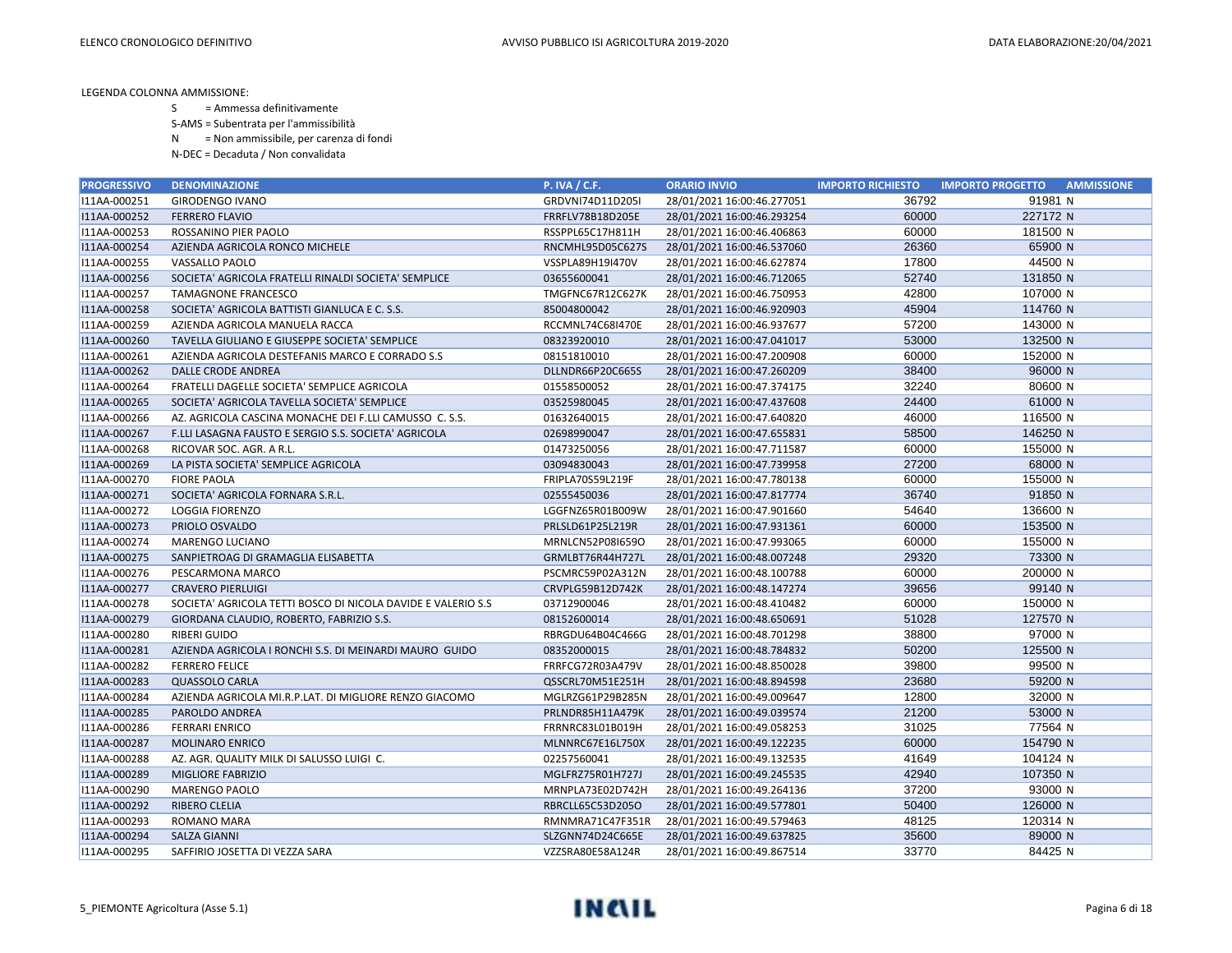LEGENDA COLONNA AMMISSIONE:

S = Ammessa definitivamente

S-AMS = Subentrata per l'ammissibilità

N = Non ammissibile, per carenza di fondi

N-DEC = Decaduta / Non convalidata

| PROGRESSIVO | DENOMINAZIONE | P. IVA / C.F. | ORARIO INVIO | IMPORTO RICHIESTO | IMPORTO PROGETTO | AMMISSIONE |
|---|---|---|---|---|---|---|
| I11AA-000251 | GIRODENGO IVANO | GRDVNI74D11D205I | 28/01/2021 16:00:46.277051 | 36792 | 91981 | N |
| I11AA-000252 | FERRERO FLAVIO | FRRFLV78B18D205E | 28/01/2021 16:00:46.293254 | 60000 | 227172 | N |
| I11AA-000253 | ROSSANINO PIER PAOLO | RSSPPL65C17H811H | 28/01/2021 16:00:46.406863 | 60000 | 181500 | N |
| I11AA-000254 | AZIENDA AGRICOLA RONCO MICHELE | RNCMHL95D05C627S | 28/01/2021 16:00:46.537060 | 26360 | 65900 | N |
| I11AA-000255 | VASSALLO PAOLO | VSSPLA89H19I470V | 28/01/2021 16:00:46.627874 | 17800 | 44500 | N |
| I11AA-000256 | SOCIETA' AGRICOLA FRATELLI RINALDI SOCIETA' SEMPLICE | 03655600041 | 28/01/2021 16:00:46.712065 | 52740 | 131850 | N |
| I11AA-000257 | TAMAGNONE FRANCESCO | TMGFNC67R12C627K | 28/01/2021 16:00:46.750953 | 42800 | 107000 | N |
| I11AA-000258 | SOCIETA' AGRICOLA BATTISTI GIANLUCA E C. S.S. | 85004800042 | 28/01/2021 16:00:46.920903 | 45904 | 114760 | N |
| I11AA-000259 | AZIENDA AGRICOLA MANUELA RACCA | RCCMNL74C68I470E | 28/01/2021 16:00:46.937677 | 57200 | 143000 | N |
| I11AA-000260 | TAVELLA GIULIANO E GIUSEPPE SOCIETA' SEMPLICE | 08323920010 | 28/01/2021 16:00:47.041017 | 53000 | 132500 | N |
| I11AA-000261 | AZIENDA AGRICOLA DESTEFANIS MARCO E CORRADO S.S | 08151810010 | 28/01/2021 16:00:47.200908 | 60000 | 152000 | N |
| I11AA-000262 | DALLE CRODE ANDREA | DLLNDR66P20C665S | 28/01/2021 16:00:47.260209 | 38400 | 96000 | N |
| I11AA-000264 | FRATELLI DAGELLE SOCIETA' SEMPLICE AGRICOLA | 01558500052 | 28/01/2021 16:00:47.374175 | 32240 | 80600 | N |
| I11AA-000265 | SOCIETA' AGRICOLA TAVELLA SOCIETA' SEMPLICE | 03525980045 | 28/01/2021 16:00:47.437608 | 24400 | 61000 | N |
| I11AA-000266 | AZ. AGRICOLA CASCINA MONACHE DEI F.LLI CAMUSSO C. S.S. | 01632640015 | 28/01/2021 16:00:47.640820 | 46000 | 116500 | N |
| I11AA-000267 | F.LLI LASAGNA FAUSTO E SERGIO S.S. SOCIETA' AGRICOLA | 02698990047 | 28/01/2021 16:00:47.655831 | 58500 | 146250 | N |
| I11AA-000268 | RICOVAR SOC. AGR. A R.L. | 01473250056 | 28/01/2021 16:00:47.711587 | 60000 | 155000 | N |
| I11AA-000269 | LA PISTA SOCIETA' SEMPLICE AGRICOLA | 03094830043 | 28/01/2021 16:00:47.739958 | 27200 | 68000 | N |
| I11AA-000270 | FIORE PAOLA | FRIPLA70S59L219F | 28/01/2021 16:00:47.780138 | 60000 | 155000 | N |
| I11AA-000271 | SOCIETA' AGRICOLA FORNARA S.R.L. | 02555450036 | 28/01/2021 16:00:47.817774 | 36740 | 91850 | N |
| I11AA-000272 | LOGGIA FIORENZO | LGGFNZ65R01B009W | 28/01/2021 16:00:47.901660 | 54640 | 136600 | N |
| I11AA-000273 | PRIOLO OSVALDO | PRLSLD61P25L219R | 28/01/2021 16:00:47.931361 | 60000 | 153500 | N |
| I11AA-000274 | MARENGO LUCIANO | MRNLCN52P08I659O | 28/01/2021 16:00:47.993065 | 60000 | 155000 | N |
| I11AA-000275 | SANPIETROAG DI GRAMAGLIA ELISABETTA | GRMLBT76R44H727L | 28/01/2021 16:00:48.007248 | 29320 | 73300 | N |
| I11AA-000276 | PESCARMONA MARCO | PSCMRC59P02A312N | 28/01/2021 16:00:48.100788 | 60000 | 200000 | N |
| I11AA-000277 | CRAVERO PIERLUIGI | CRVPLG59B12D742K | 28/01/2021 16:00:48.147274 | 39656 | 99140 | N |
| I11AA-000278 | SOCIETA' AGRICOLA TETTI BOSCO DI NICOLA DAVIDE E VALERIO S.S | 03712900046 | 28/01/2021 16:00:48.410482 | 60000 | 150000 | N |
| I11AA-000279 | GIORDANA CLAUDIO, ROBERTO, FABRIZIO S.S. | 08152600014 | 28/01/2021 16:00:48.650691 | 51028 | 127570 | N |
| I11AA-000280 | RIBERI GUIDO | RBRGDU64B04C466G | 28/01/2021 16:00:48.701298 | 38800 | 97000 | N |
| I11AA-000281 | AZIENDA AGRICOLA I RONCHI S.S. DI MEINARDI MAURO GUIDO | 08352000015 | 28/01/2021 16:00:48.784832 | 50200 | 125500 | N |
| I11AA-000282 | FERRERO FELICE | FRRFCG72R03A479V | 28/01/2021 16:00:48.850028 | 39800 | 99500 | N |
| I11AA-000283 | QUASSOLO CARLA | QSSCRL70M51E251H | 28/01/2021 16:00:48.894598 | 23680 | 59200 | N |
| I11AA-000284 | AZIENDA AGRICOLA MI.R.P.LAT. DI MIGLIORE RENZO GIACOMO | MGLRZG61P29B285N | 28/01/2021 16:00:49.009647 | 12800 | 32000 | N |
| I11AA-000285 | PAROLDO ANDREA | PRLNDR85H11A479K | 28/01/2021 16:00:49.039574 | 21200 | 53000 | N |
| I11AA-000286 | FERRARI ENRICO | FRRNRC83L01B019H | 28/01/2021 16:00:49.058253 | 31025 | 77564 | N |
| I11AA-000287 | MOLINARO ENRICO | MLNNRC67E16L750X | 28/01/2021 16:00:49.122235 | 60000 | 154790 | N |
| I11AA-000288 | AZ. AGR. QUALITY MILK DI SALUSSO LUIGI C. | 02257560041 | 28/01/2021 16:00:49.132535 | 41649 | 104124 | N |
| I11AA-000289 | MIGLIORE FABRIZIO | MGLFRZ75R01H727J | 28/01/2021 16:00:49.245535 | 42940 | 107350 | N |
| I11AA-000290 | MARENGO PAOLO | MRNPLA73E02D742H | 28/01/2021 16:00:49.264136 | 37200 | 93000 | N |
| I11AA-000292 | RIBERO CLELIA | RBRCLL65C53D205O | 28/01/2021 16:00:49.577801 | 50400 | 126000 | N |
| I11AA-000293 | ROMANO MARA | RMNMRA71C47F351R | 28/01/2021 16:00:49.579463 | 48125 | 120314 | N |
| I11AA-000294 | SALZA GIANNI | SLZGNN74D24C665E | 28/01/2021 16:00:49.637825 | 35600 | 89000 | N |
| I11AA-000295 | SAFFIRIO JOSETTA DI VEZZA SARA | VZZSRA80E58A124R | 28/01/2021 16:00:49.867514 | 33770 | 84425 | N |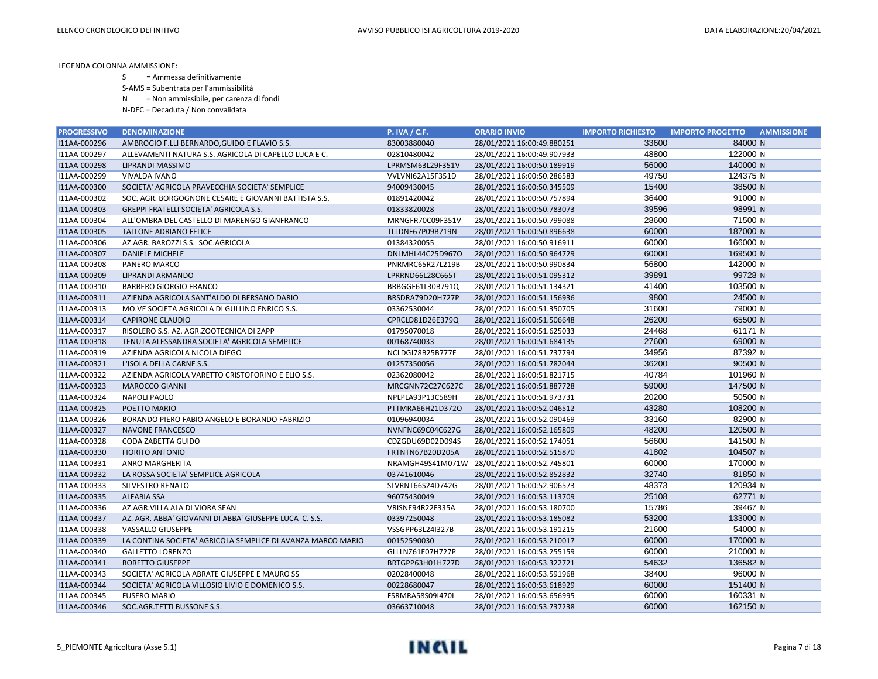LEGENDA COLONNA AMMISSIONE:

S = Ammessa definitivamente

S-AMS = Subentrata per l'ammissibilità

N = Non ammissibile, per carenza di fondi

N-DEC = Decaduta / Non convalidata

| PROGRESSIVO | DENOMINAZIONE | P. IVA / C.F. | ORARIO INVIO | IMPORTO RICHIESTO | IMPORTO PROGETTO | AMMISSIONE |
|---|---|---|---|---|---|---|
| I11AA-000296 | AMBROGIO F.LLI BERNARDO,GUIDO E FLAVIO S.S. | 83003880040 | 28/01/2021 16:00:49.880251 | 33600 | 84000 | N |
| I11AA-000297 | ALLEVAMENTI NATURA S.S. AGRICOLA DI CAPELLO LUCA E C. | 02810480042 | 28/01/2021 16:00:49.907933 | 48800 | 122000 | N |
| I11AA-000298 | LIPRANDI MASSIMO | LPRMSM63L29F351V | 28/01/2021 16:00:50.189919 | 56000 | 140000 | N |
| I11AA-000299 | VIVALDA IVANO | VVLVNI62A15F351D | 28/01/2021 16:00:50.286583 | 49750 | 124375 | N |
| I11AA-000300 | SOCIETA' AGRICOLA PRAVECCHIA SOCIETA' SEMPLICE | 94009430045 | 28/01/2021 16:00:50.345509 | 15400 | 38500 | N |
| I11AA-000302 | SOC. AGR. BORGOGNONE CESARE E GIOVANNI BATTISTA S.S. | 01891420042 | 28/01/2021 16:00:50.757894 | 36400 | 91000 | N |
| I11AA-000303 | GREPPI FRATELLI SOCIETA' AGRICOLA S.S. | 01833820028 | 28/01/2021 16:00:50.783073 | 39596 | 98991 | N |
| I11AA-000304 | ALL'OMBRA DEL CASTELLO DI MARENGO GIANFRANCO | MRNGFR70C09F351V | 28/01/2021 16:00:50.799088 | 28600 | 71500 | N |
| I11AA-000305 | TALLONE ADRIANO FELICE | TLLDNF67P09B719N | 28/01/2021 16:00:50.896638 | 60000 | 187000 | N |
| I11AA-000306 | AZ.AGR. BAROZZI S.S. SOC.AGRICOLA | 01384320055 | 28/01/2021 16:00:50.916911 | 60000 | 166000 | N |
| I11AA-000307 | DANIELE MICHELE | DNLMHL44C25D967O | 28/01/2021 16:00:50.964729 | 60000 | 169500 | N |
| I11AA-000308 | PANERO MARCO | PNRMRC65R27L219B | 28/01/2021 16:00:50.990834 | 56800 | 142000 | N |
| I11AA-000309 | LIPRANDI ARMANDO | LPRRND66L28C665T | 28/01/2021 16:00:51.095312 | 39891 | 99728 | N |
| I11AA-000310 | BARBERO GIORGIO FRANCO | BRBGGF61L30B791Q | 28/01/2021 16:00:51.134321 | 41400 | 103500 | N |
| I11AA-000311 | AZIENDA AGRICOLA SANT'ALDO DI BERSANO DARIO | BRSDRA79D20H727P | 28/01/2021 16:00:51.156936 | 9800 | 24500 | N |
| I11AA-000313 | MO.VE SOCIETA AGRICOLA DI GULLINO ENRICO S.S. | 03362530044 | 28/01/2021 16:00:51.350705 | 31600 | 79000 | N |
| I11AA-000314 | CAPIRONE CLAUDIO | CPRCLD81D26E379Q | 28/01/2021 16:00:51.506648 | 26200 | 65500 | N |
| I11AA-000317 | RISOLERO S.S. AZ. AGR.ZOOTECNICA DI ZAPP | 01795070018 | 28/01/2021 16:00:51.625033 | 24468 | 61171 | N |
| I11AA-000318 | TENUTA ALESSANDRA SOCIETA' AGRICOLA SEMPLICE | 00168740033 | 28/01/2021 16:00:51.684135 | 27600 | 69000 | N |
| I11AA-000319 | AZIENDA AGRICOLA NICOLA DIEGO | NCLDGI78B25B777E | 28/01/2021 16:00:51.737794 | 34956 | 87392 | N |
| I11AA-000321 | L'ISOLA DELLA CARNE S.S. | 01257350056 | 28/01/2021 16:00:51.782044 | 36200 | 90500 | N |
| I11AA-000322 | AZIENDA AGRICOLA VARETTO CRISTOFORINO E ELIO S.S. | 02362080042 | 28/01/2021 16:00:51.821715 | 40784 | 101960 | N |
| I11AA-000323 | MAROCCO GIANNI | MRCGNN72C27C627C | 28/01/2021 16:00:51.887728 | 59000 | 147500 | N |
| I11AA-000324 | NAPOLI PAOLO | NPLPLA93P13C589H | 28/01/2021 16:00:51.973731 | 20200 | 50500 | N |
| I11AA-000325 | POETTO MARIO | PTTMRA66H21D372O | 28/01/2021 16:00:52.046512 | 43280 | 108200 | N |
| I11AA-000326 | BORANDO PIERO FABIO ANGELO E BORANDO FABRIZIO | 01096940034 | 28/01/2021 16:00:52.090469 | 33160 | 82900 | N |
| I11AA-000327 | NAVONE FRANCESCO | NVNFNC69C04C627G | 28/01/2021 16:00:52.165809 | 48200 | 120500 | N |
| I11AA-000328 | CODA ZABETTA GUIDO | CDZGDU69D02D094S | 28/01/2021 16:00:52.174051 | 56600 | 141500 | N |
| I11AA-000330 | FIORITO ANTONIO | FRTNTN67B20D205A | 28/01/2021 16:00:52.515870 | 41802 | 104507 | N |
| I11AA-000331 | ANRO MARGHERITA | NRAMGH49S41M071W | 28/01/2021 16:00:52.745801 | 60000 | 170000 | N |
| I11AA-000332 | LA ROSSA SOCIETA' SEMPLICE AGRICOLA | 03741610046 | 28/01/2021 16:00:52.852832 | 32740 | 81850 | N |
| I11AA-000333 | SILVESTRO RENATO | SLVRNT66S24D742G | 28/01/2021 16:00:52.906573 | 48373 | 120934 | N |
| I11AA-000335 | ALFABIA SSA | 96075430049 | 28/01/2021 16:00:53.113709 | 25108 | 62771 | N |
| I11AA-000336 | AZ.AGR.VILLA ALA DI VIORA SEAN | VRISNE94R22F335A | 28/01/2021 16:00:53.180700 | 15786 | 39467 | N |
| I11AA-000337 | AZ. AGR. ABBA' GIOVANNI DI ABBA' GIUSEPPE LUCA C. S.S. | 03397250048 | 28/01/2021 16:00:53.185082 | 53200 | 133000 | N |
| I11AA-000338 | VASSALLO GIUSEPPE | VSSGPP63L24I327B | 28/01/2021 16:00:53.191215 | 21600 | 54000 | N |
| I11AA-000339 | LA CONTINA SOCIETA' AGRICOLA SEMPLICE DI AVANZA MARCO MARIO | 00152590030 | 28/01/2021 16:00:53.210017 | 60000 | 170000 | N |
| I11AA-000340 | GALLETTO LORENZO | GLLLNZ61E07H727P | 28/01/2021 16:00:53.255159 | 60000 | 210000 | N |
| I11AA-000341 | BORETTO GIUSEPPE | BRTGPP63H01H727D | 28/01/2021 16:00:53.322721 | 54632 | 136582 | N |
| I11AA-000343 | SOCIETA' AGRICOLA ABRATE GIUSEPPE E MAURO SS | 02028400048 | 28/01/2021 16:00:53.591968 | 38400 | 96000 | N |
| I11AA-000344 | SOCIETA' AGRICOLA VILLOSIO LIVIO E DOMENICO S.S. | 00228680047 | 28/01/2021 16:00:53.618929 | 60000 | 151400 | N |
| I11AA-000345 | FUSERO MARIO | FSRMRA58S09I470I | 28/01/2021 16:00:53.656995 | 60000 | 160331 | N |
| I11AA-000346 | SOC.AGR.TETTI BUSSONE S.S. | 03663710048 | 28/01/2021 16:00:53.737238 | 60000 | 162150 | N |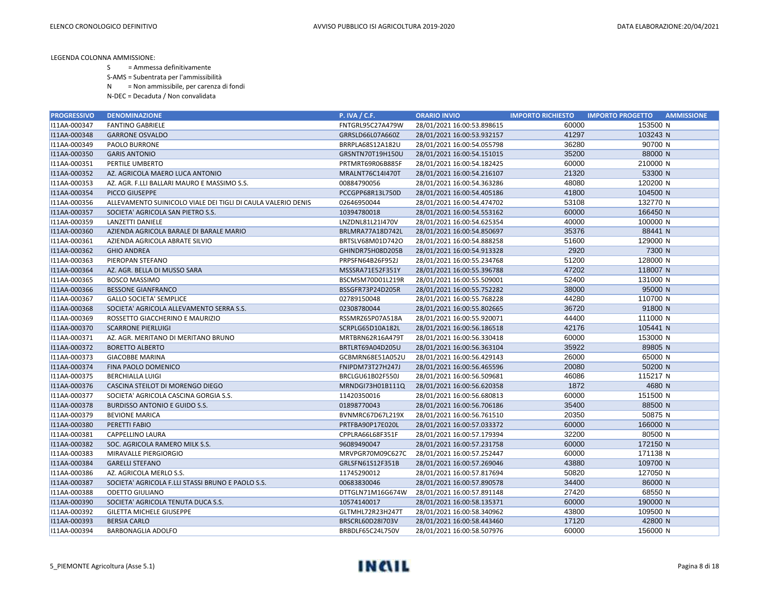LEGENDA COLONNA AMMISSIONE:

S = Ammessa definitivamente

S-AMS = Subentrata per l'ammissibilità

N = Non ammissibile, per carenza di fondi

N-DEC = Decaduta / Non convalidata

| PROGRESSIVO | DENOMINAZIONE | P. IVA / C.F. | ORARIO INVIO | IMPORTO RICHIESTO | IMPORTO PROGETTO | AMMISSIONE |
|---|---|---|---|---|---|---|
| I11AA-000347 | FANTINO GABRIELE | FNTGRL95C27A479W | 28/01/2021 16:00:53.898615 | 60000 | 153500 | N |
| I11AA-000348 | GARRONE OSVALDO | GRRSLD66L07A660Z | 28/01/2021 16:00:53.932157 | 41297 | 103243 | N |
| I11AA-000349 | PAOLO BURRONE | BRRPLA68S12A182U | 28/01/2021 16:00:54.055798 | 36280 | 90700 | N |
| I11AA-000350 | GARIS ANTONIO | GRSNTN70T19H150U | 28/01/2021 16:00:54.151015 | 35200 | 88000 | N |
| I11AA-000351 | PERTILE UMBERTO | PRTMRT69R06B885F | 28/01/2021 16:00:54.182425 | 60000 | 210000 | N |
| I11AA-000352 | AZ. AGRICOLA MAERO LUCA ANTONIO | MRALNT76C14I470T | 28/01/2021 16:00:54.216107 | 21320 | 53300 | N |
| I11AA-000353 | AZ. AGR. F.LLI BALLARI MAURO E MASSIMO S.S. | 00884790056 | 28/01/2021 16:00:54.363286 | 48080 | 120200 | N |
| I11AA-000354 | PICCO GIUSEPPE | PCCGPP68R13L750D | 28/01/2021 16:00:54.405186 | 41800 | 104500 | N |
| I11AA-000356 | ALLEVAMENTO SUINICOLO VIALE DEI TIGLI DI CAULA VALERIO DENIS | 02646950044 | 28/01/2021 16:00:54.474702 | 53108 | 132770 | N |
| I11AA-000357 | SOCIETA' AGRICOLA SAN PIETRO S.S. | 10394780018 | 28/01/2021 16:00:54.553162 | 60000 | 166450 | N |
| I11AA-000359 | LANZETTI DANIELE | LNZDNL81L21I470V | 28/01/2021 16:00:54.625354 | 40000 | 100000 | N |
| I11AA-000360 | AZIENDA AGRICOLA BARALE DI BARALE MARIO | BRLMRA77A18D742L | 28/01/2021 16:00:54.850697 | 35376 | 88441 | N |
| I11AA-000361 | AZIENDA AGRICOLA ABRATE SILVIO | BRTSLV68M01D742O | 28/01/2021 16:00:54.888258 | 51600 | 129000 | N |
| I11AA-000362 | GHIO ANDREA | GHINDR75H08D205B | 28/01/2021 16:00:54.913328 | 2920 | 7300 | N |
| I11AA-000363 | PIEROPAN STEFANO | PRPSFN64B26F952J | 28/01/2021 16:00:55.234768 | 51200 | 128000 | N |
| I11AA-000364 | AZ. AGR. BELLA DI MUSSO SARA | MSSSRA71E52F351Y | 28/01/2021 16:00:55.396788 | 47202 | 118007 | N |
| I11AA-000365 | BOSCO MASSIMO | BSCMSM70D01L219R | 28/01/2021 16:00:55.509001 | 52400 | 131000 | N |
| I11AA-000366 | BESSONE GIANFRANCO | BSSGFR73P24D205R | 28/01/2021 16:00:55.752282 | 38000 | 95000 | N |
| I11AA-000367 | GALLO SOCIETA' SEMPLICE | 02789150048 | 28/01/2021 16:00:55.768228 | 44280 | 110700 | N |
| I11AA-000368 | SOCIETA' AGRICOLA ALLEVAMENTO SERRA S.S. | 02308780044 | 28/01/2021 16:00:55.802665 | 36720 | 91800 | N |
| I11AA-000369 | ROSSETTO GIACCHERINO E MAURIZIO | RSSMRZ65P07A518A | 28/01/2021 16:00:55.920071 | 44400 | 111000 | N |
| I11AA-000370 | SCARRONE PIERLUIGI | SCRPLG65D10A182L | 28/01/2021 16:00:56.186518 | 42176 | 105441 | N |
| I11AA-000371 | AZ. AGR. MERITANO DI MERITANO BRUNO | MRTBRN62R16A479T | 28/01/2021 16:00:56.330418 | 60000 | 153000 | N |
| I11AA-000372 | BORETTO ALBERTO | BRTLRT69A04D205U | 28/01/2021 16:00:56.363104 | 35922 | 89805 | N |
| I11AA-000373 | GIACOBBE MARINA | GCBMRN68E51A052U | 28/01/2021 16:00:56.429143 | 26000 | 65000 | N |
| I11AA-000374 | FINA PAOLO DOMENICO | FNIPDM73T27H247J | 28/01/2021 16:00:56.465596 | 20080 | 50200 | N |
| I11AA-000375 | BERCHIALLA LUIGI | BRCLGU61B02F550J | 28/01/2021 16:00:56.509681 | 46086 | 115217 | N |
| I11AA-000376 | CASCINA STEILOT DI MORENGO DIEGO | MRNDGI73H01B111Q | 28/01/2021 16:00:56.620358 | 1872 | 4680 | N |
| I11AA-000377 | SOCIETA' AGRICOLA CASCINA GORGIA S.S. | 11420350016 | 28/01/2021 16:00:56.680813 | 60000 | 151500 | N |
| I11AA-000378 | BURDISSO ANTONIO E GUIDO S.S. | 01898770043 | 28/01/2021 16:00:56.706186 | 35400 | 88500 | N |
| I11AA-000379 | BEVIONE MARICA | BVNMRC67D67L219X | 28/01/2021 16:00:56.761510 | 20350 | 50875 | N |
| I11AA-000380 | PERETTI FABIO | PRTFBA90P17E020L | 28/01/2021 16:00:57.033372 | 60000 | 166000 | N |
| I11AA-000381 | CAPPELLINO LAURA | CPPLRA66L68F351F | 28/01/2021 16:00:57.179394 | 32200 | 80500 | N |
| I11AA-000382 | SOC. AGRICOLA RAMERO MILK S.S. | 96089490047 | 28/01/2021 16:00:57.231758 | 60000 | 172150 | N |
| I11AA-000383 | MIRAVALLE PIERGIORGIO | MRVPGR70M09C627C | 28/01/2021 16:00:57.252447 | 60000 | 171138 | N |
| I11AA-000384 | GARELLI STEFANO | GRLSFN61S12F351B | 28/01/2021 16:00:57.269046 | 43880 | 109700 | N |
| I11AA-000386 | AZ. AGRICOLA MERLO S.S. | 11745290012 | 28/01/2021 16:00:57.817694 | 50820 | 127050 | N |
| I11AA-000387 | SOCIETA' AGRICOLA F.LLI STASSI BRUNO E PAOLO S.S. | 00683830046 | 28/01/2021 16:00:57.890578 | 34400 | 86000 | N |
| I11AA-000388 | ODETTO GIULIANO | DTTGLN71M16G674W | 28/01/2021 16:00:57.891148 | 27420 | 68550 | N |
| I11AA-000390 | SOCIETA' AGRICOLA TENUTA DUCA S.S. | 10574140017 | 28/01/2021 16:00:58.135371 | 60000 | 190000 | N |
| I11AA-000392 | GILETTA MICHELE GIUSEPPE | GLTMHL72R23H247T | 28/01/2021 16:00:58.340962 | 43800 | 109500 | N |
| I11AA-000393 | BERSIA CARLO | BRSCRL60D28I703V | 28/01/2021 16:00:58.443460 | 17120 | 42800 | N |
| I11AA-000394 | BARBONAGLIA ADOLFO | BRBDLF65C24L750V | 28/01/2021 16:00:58.507976 | 60000 | 156000 | N |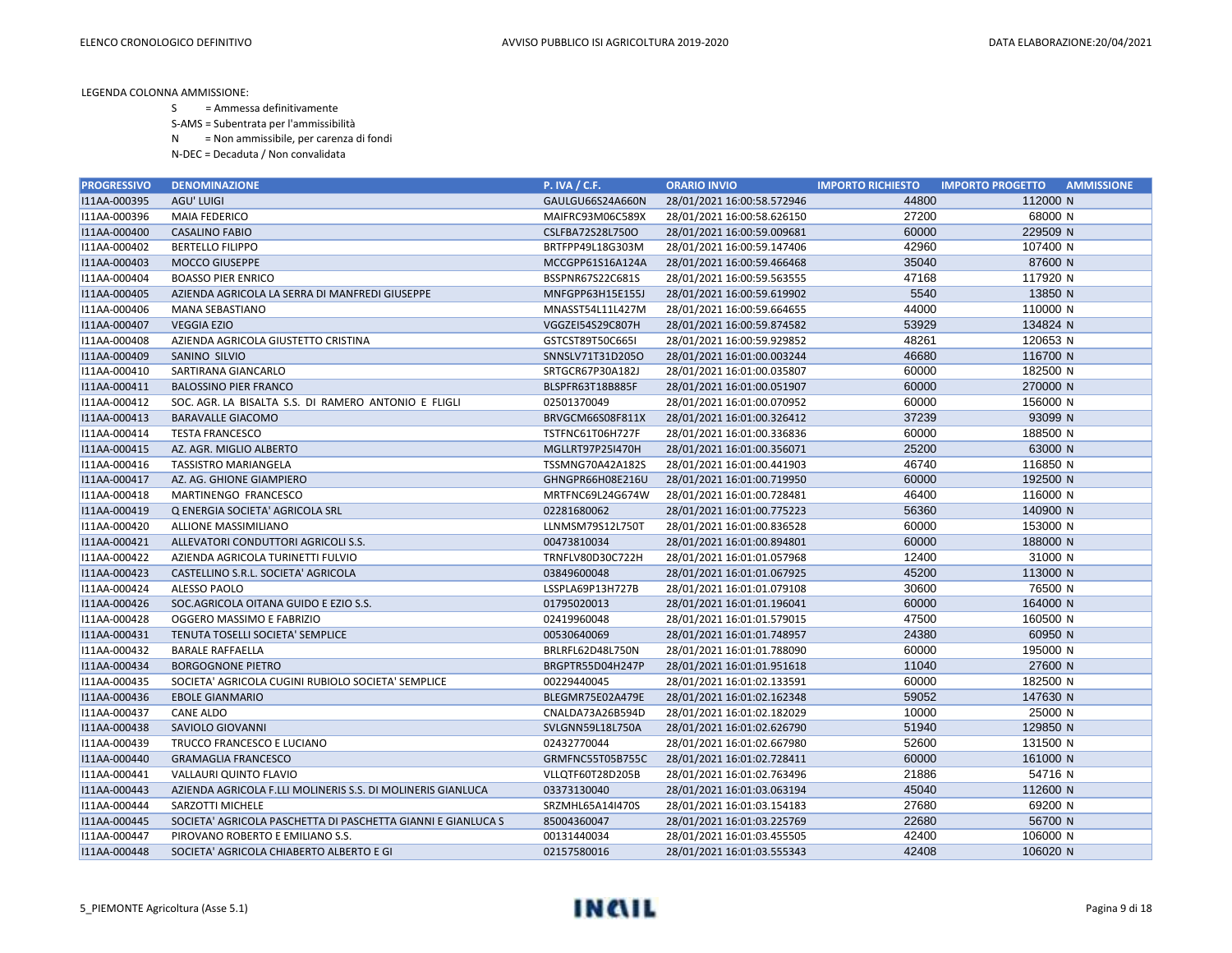LEGENDA COLONNA AMMISSIONE:

S = Ammessa definitivamente

S-AMS = Subentrata per l'ammissibilità

N = Non ammissibile, per carenza di fondi

N-DEC = Decaduta / Non convalidata

| PROGRESSIVO | DENOMINAZIONE | P. IVA / C.F. | ORARIO INVIO | IMPORTO RICHIESTO | IMPORTO PROGETTO | AMMISSIONE |
|---|---|---|---|---|---|---|
| I11AA-000395 | AGU' LUIGI | GAULGU66S24A660N | 28/01/2021 16:00:58.572946 | 44800 | 112000 | N |
| I11AA-000396 | MAIA FEDERICO | MAIFRC93M06C589X | 28/01/2021 16:00:58.626150 | 27200 | 68000 | N |
| I11AA-000400 | CASALINO FABIO | CSLFBA72S28L750O | 28/01/2021 16:00:59.009681 | 60000 | 229509 | N |
| I11AA-000402 | BERTELLO FILIPPO | BRTFPP49L18G303M | 28/01/2021 16:00:59.147406 | 42960 | 107400 | N |
| I11AA-000403 | MOCCO GIUSEPPE | MCCGPP61S16A124A | 28/01/2021 16:00:59.466468 | 35040 | 87600 | N |
| I11AA-000404 | BOASSO PIER ENRICO | BSSPNR67S22C681S | 28/01/2021 16:00:59.563555 | 47168 | 117920 | N |
| I11AA-000405 | AZIENDA AGRICOLA LA SERRA DI MANFREDI GIUSEPPE | MNFGPP63H15E155J | 28/01/2021 16:00:59.619902 | 5540 | 13850 | N |
| I11AA-000406 | MANA SEBASTIANO | MNASST54L11L427M | 28/01/2021 16:00:59.664655 | 44000 | 110000 | N |
| I11AA-000407 | VEGGIA EZIO | VGGZEI54S29C807H | 28/01/2021 16:00:59.874582 | 53929 | 134824 | N |
| I11AA-000408 | AZIENDA AGRICOLA GIUSTETTO CRISTINA | GSTCST89T50C665I | 28/01/2021 16:00:59.929852 | 48261 | 120653 | N |
| I11AA-000409 | SANINO SILVIO | SNNSLV71T31D205O | 28/01/2021 16:01:00.003244 | 46680 | 116700 | N |
| I11AA-000410 | SARTIRANA GIANCARLO | SRTGCR67P30A182J | 28/01/2021 16:01:00.035807 | 60000 | 182500 | N |
| I11AA-000411 | BALOSSINO PIER FRANCO | BLSPFR63T18B885F | 28/01/2021 16:01:00.051907 | 60000 | 270000 | N |
| I11AA-000412 | SOC. AGR. LA BISALTA S.S. DI RAMERO ANTONIO E FLIGLI | 02501370049 | 28/01/2021 16:01:00.070952 | 60000 | 156000 | N |
| I11AA-000413 | BARAVALLE GIACOMO | BRVGCM66S08F811X | 28/01/2021 16:01:00.326412 | 37239 | 93099 | N |
| I11AA-000414 | TESTA FRANCESCO | TSTFNC61T06H727F | 28/01/2021 16:01:00.336836 | 60000 | 188500 | N |
| I11AA-000415 | AZ. AGR. MIGLIO ALBERTO | MGLLRT97P25I470H | 28/01/2021 16:01:00.356071 | 25200 | 63000 | N |
| I11AA-000416 | TASSISTRO MARIANGELA | TSSMNG70A42A182S | 28/01/2021 16:01:00.441903 | 46740 | 116850 | N |
| I11AA-000417 | AZ. AG. GHIONE GIAMPIERO | GHNGPR66H08E216U | 28/01/2021 16:01:00.719950 | 60000 | 192500 | N |
| I11AA-000418 | MARTINENGO FRANCESCO | MRTFNC69L24G674W | 28/01/2021 16:01:00.728481 | 46400 | 116000 | N |
| I11AA-000419 | Q ENERGIA SOCIETA' AGRICOLA SRL | 02281680062 | 28/01/2021 16:01:00.775223 | 56360 | 140900 | N |
| I11AA-000420 | ALLIONE MASSIMILIANO | LLNMSM79S12L750T | 28/01/2021 16:01:00.836528 | 60000 | 153000 | N |
| I11AA-000421 | ALLEVATORI CONDUTTORI AGRICOLI S.S. | 00473810034 | 28/01/2021 16:01:00.894801 | 60000 | 188000 | N |
| I11AA-000422 | AZIENDA AGRICOLA TURINETTI FULVIO | TRNFLV80D30C722H | 28/01/2021 16:01:01.057968 | 12400 | 31000 | N |
| I11AA-000423 | CASTELLINO S.R.L. SOCIETA' AGRICOLA | 03849600048 | 28/01/2021 16:01:01.067925 | 45200 | 113000 | N |
| I11AA-000424 | ALESSO PAOLO | LSSPLA69P13H727B | 28/01/2021 16:01:01.079108 | 30600 | 76500 | N |
| I11AA-000426 | SOC.AGRICOLA OITANA GUIDO E EZIO S.S. | 01795020013 | 28/01/2021 16:01:01.196041 | 60000 | 164000 | N |
| I11AA-000428 | OGGERO MASSIMO E FABRIZIO | 02419960048 | 28/01/2021 16:01:01.579015 | 47500 | 160500 | N |
| I11AA-000431 | TENUTA TOSELLI SOCIETA' SEMPLICE | 00530640069 | 28/01/2021 16:01:01.748957 | 24380 | 60950 | N |
| I11AA-000432 | BARALE RAFFAELLA | BRLRFL62D48L750N | 28/01/2021 16:01:01.788090 | 60000 | 195000 | N |
| I11AA-000434 | BORGOGNONE PIETRO | BRGPTR55D04H247P | 28/01/2021 16:01:01.951618 | 11040 | 27600 | N |
| I11AA-000435 | SOCIETA' AGRICOLA CUGINI RUBIOLO SOCIETA' SEMPLICE | 00229440045 | 28/01/2021 16:01:02.133591 | 60000 | 182500 | N |
| I11AA-000436 | EBOLE GIANMARIO | BLEGMR75E02A479E | 28/01/2021 16:01:02.162348 | 59052 | 147630 | N |
| I11AA-000437 | CANE ALDO | CNALDA73A26B594D | 28/01/2021 16:01:02.182029 | 10000 | 25000 | N |
| I11AA-000438 | SAVIOLO GIOVANNI | SVLGNN59L18L750A | 28/01/2021 16:01:02.626790 | 51940 | 129850 | N |
| I11AA-000439 | TRUCCO FRANCESCO E LUCIANO | 02432770044 | 28/01/2021 16:01:02.667980 | 52600 | 131500 | N |
| I11AA-000440 | GRAMAGLIA FRANCESCO | GRMFNC55T05B755C | 28/01/2021 16:01:02.728411 | 60000 | 161000 | N |
| I11AA-000441 | VALLAURI QUINTO FLAVIO | VLLQTF60T28D205B | 28/01/2021 16:01:02.763496 | 21886 | 54716 | N |
| I11AA-000443 | AZIENDA AGRICOLA F.LLI MOLINERIS S.S. DI MOLINERIS GIANLUCA | 03373130040 | 28/01/2021 16:01:03.063194 | 45040 | 112600 | N |
| I11AA-000444 | SARZOTTI MICHELE | SRZMHL65A14I470S | 28/01/2021 16:01:03.154183 | 27680 | 69200 | N |
| I11AA-000445 | SOCIETA' AGRICOLA PASCHETTA DI PASCHETTA GIANNI E GIANLUCA S | 85004360047 | 28/01/2021 16:01:03.225769 | 22680 | 56700 | N |
| I11AA-000447 | PIROVANO ROBERTO E EMILIANO S.S. | 00131440034 | 28/01/2021 16:01:03.455505 | 42400 | 106000 | N |
| I11AA-000448 | SOCIETA' AGRICOLA CHIABERTO ALBERTO E GI | 02157580016 | 28/01/2021 16:01:03.555343 | 42408 | 106020 | N |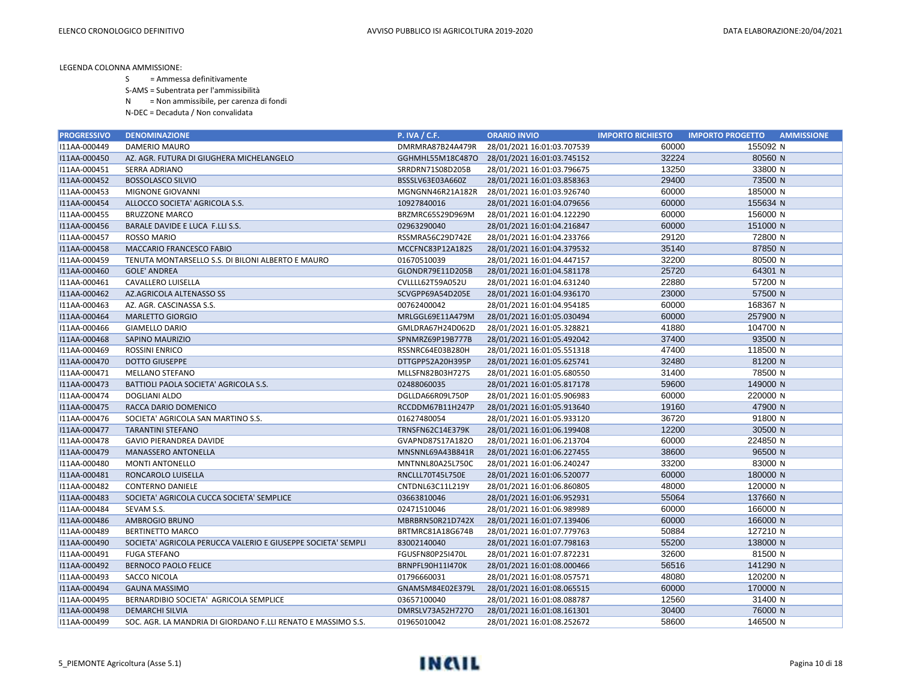LEGENDA COLONNA AMMISSIONE:

S = Ammessa definitivamente

S-AMS = Subentrata per l'ammissibilità

N = Non ammissibile, per carenza di fondi

N-DEC = Decaduta / Non convalidata

| PROGRESSIVO | DENOMINAZIONE | P. IVA / C.F. | ORARIO INVIO | IMPORTO RICHIESTO | IMPORTO PROGETTO | AMMISSIONE |
|---|---|---|---|---|---|---|
| I11AA-000449 | DAMERIO MAURO | DMRMRA87B24A479R | 28/01/2021 16:01:03.707539 | 60000 | 155092 | N |
| I11AA-000450 | AZ. AGR. FUTURA DI GIUGHERA MICHELANGELO | GGHMHL55M18C487O | 28/01/2021 16:01:03.745152 | 32224 | 80560 | N |
| I11AA-000451 | SERRA ADRIANO | SRRDRN71S08D205B | 28/01/2021 16:01:03.796675 | 13250 | 33800 | N |
| I11AA-000452 | BOSSOLASCO SILVIO | BSSSLV63E03A660Z | 28/01/2021 16:01:03.858363 | 29400 | 73500 | N |
| I11AA-000453 | MIGNONE GIOVANNI | MGNGNN46R21A182R | 28/01/2021 16:01:03.926740 | 60000 | 185000 | N |
| I11AA-000454 | ALLOCCO SOCIETA' AGRICOLA S.S. | 10927840016 | 28/01/2021 16:01:04.079656 | 60000 | 155634 | N |
| I11AA-000455 | BRUZZONE MARCO | BRZMRC65S29D969M | 28/01/2021 16:01:04.122290 | 60000 | 156000 | N |
| I11AA-000456 | BARALE DAVIDE E LUCA F.LLI S.S. | 02963290040 | 28/01/2021 16:01:04.216847 | 60000 | 151000 | N |
| I11AA-000457 | ROSSO MARIO | RSSMRA56C29D742E | 28/01/2021 16:01:04.233766 | 29120 | 72800 | N |
| I11AA-000458 | MACCARIO FRANCESCO FABIO | MCCFNC83P12A182S | 28/01/2021 16:01:04.379532 | 35140 | 87850 | N |
| I11AA-000459 | TENUTA MONTARSELLO S.S. DI BILONI ALBERTO E MAURO | 01670510039 | 28/01/2021 16:01:04.447157 | 32200 | 80500 | N |
| I11AA-000460 | GOLE' ANDREA | GLONDR79E11D205B | 28/01/2021 16:01:04.581178 | 25720 | 64301 | N |
| I11AA-000461 | CAVALLERO LUISELLA | CVLLLL62T59A052U | 28/01/2021 16:01:04.631240 | 22880 | 57200 | N |
| I11AA-000462 | AZ.AGRICOLA ALTENASSO SS | SCVGPP69A54D205E | 28/01/2021 16:01:04.936170 | 23000 | 57500 | N |
| I11AA-000463 | AZ. AGR. CASCINASSA S.S. | 00762400042 | 28/01/2021 16:01:04.954185 | 60000 | 168367 | N |
| I11AA-000464 | MARLETTO GIORGIO | MRLGGL69E11A479M | 28/01/2021 16:01:05.030494 | 60000 | 257900 | N |
| I11AA-000466 | GIAMELLO DARIO | GMLDRA67H24D062D | 28/01/2021 16:01:05.328821 | 41880 | 104700 | N |
| I11AA-000468 | SAPINO MAURIZIO | SPNMRZ69P19B777B | 28/01/2021 16:01:05.492042 | 37400 | 93500 | N |
| I11AA-000469 | ROSSINI ENRICO | RSSNRC64E03B280H | 28/01/2021 16:01:05.551318 | 47400 | 118500 | N |
| I11AA-000470 | DOTTO GIUSEPPE | DTTGPP52A20H395P | 28/01/2021 16:01:05.625741 | 32480 | 81200 | N |
| I11AA-000471 | MELLANO STEFANO | MLLSFN82B03H727S | 28/01/2021 16:01:05.680550 | 31400 | 78500 | N |
| I11AA-000473 | BATTIOLI PAOLA SOCIETA' AGRICOLA S.S. | 02488060035 | 28/01/2021 16:01:05.817178 | 59600 | 149000 | N |
| I11AA-000474 | DOGLIANI ALDO | DGLLDA66R09L750P | 28/01/2021 16:01:05.906983 | 60000 | 220000 | N |
| I11AA-000475 | RACCA DARIO DOMENICO | RCCDDM67B11H247P | 28/01/2021 16:01:05.913640 | 19160 | 47900 | N |
| I11AA-000476 | SOCIETA' AGRICOLA SAN MARTINO S.S. | 01627480054 | 28/01/2021 16:01:05.933120 | 36720 | 91800 | N |
| I11AA-000477 | TARANTINI STEFANO | TRNSFN62C14E379K | 28/01/2021 16:01:06.199408 | 12200 | 30500 | N |
| I11AA-000478 | GAVIO PIERANDREA DAVIDE | GVAPND87S17A182O | 28/01/2021 16:01:06.213704 | 60000 | 224850 | N |
| I11AA-000479 | MANASSERO ANTONELLA | MNSNNL69A43B841R | 28/01/2021 16:01:06.227455 | 38600 | 96500 | N |
| I11AA-000480 | MONTI ANTONELLO | MNTNNL80A25L750C | 28/01/2021 16:01:06.240247 | 33200 | 83000 | N |
| I11AA-000481 | RONCAROLO LUISELLA | RNCLLL70T45L750E | 28/01/2021 16:01:06.520077 | 60000 | 180000 | N |
| I11AA-000482 | CONTERNO DANIELE | CNTDNL63C11L219Y | 28/01/2021 16:01:06.860805 | 48000 | 120000 | N |
| I11AA-000483 | SOCIETA' AGRICOLA CUCCA SOCIETA' SEMPLICE | 03663810046 | 28/01/2021 16:01:06.952931 | 55064 | 137660 | N |
| I11AA-000484 | SEVAM S.S. | 02471510046 | 28/01/2021 16:01:06.989989 | 60000 | 166000 | N |
| I11AA-000486 | AMBROGIO BRUNO | MBRBRN50R21D742X | 28/01/2021 16:01:07.139406 | 60000 | 166000 | N |
| I11AA-000489 | BERTINETTO MARCO | BRTMRC81A18G674B | 28/01/2021 16:01:07.779763 | 50884 | 127210 | N |
| I11AA-000490 | SOCIETA' AGRICOLA PERUCCA VALERIO E GIUSEPPE SOCIETA' SEMPLI | 83002140040 | 28/01/2021 16:01:07.798163 | 55200 | 138000 | N |
| I11AA-000491 | FUGA STEFANO | FGUSFN80P25I470L | 28/01/2021 16:01:07.872231 | 32600 | 81500 | N |
| I11AA-000492 | BERNOCO PAOLO FELICE | BRNPFL90H11I470K | 28/01/2021 16:01:08.000466 | 56516 | 141290 | N |
| I11AA-000493 | SACCO NICOLA | 01796660031 | 28/01/2021 16:01:08.057571 | 48080 | 120200 | N |
| I11AA-000494 | GAUNA MASSIMO | GNAMSM84E02E379L | 28/01/2021 16:01:08.065515 | 60000 | 170000 | N |
| I11AA-000495 | BERNARDIBIO SOCIETA' AGRICOLA SEMPLICE | 03657100040 | 28/01/2021 16:01:08.088787 | 12560 | 31400 | N |
| I11AA-000498 | DEMARCHI SILVIA | DMRSLV73A52H727O | 28/01/2021 16:01:08.161301 | 30400 | 76000 | N |
| I11AA-000499 | SOC. AGR. LA MANDRIA DI GIORDANO F.LLI RENATO E MASSIMO S.S. | 01965010042 | 28/01/2021 16:01:08.252672 | 58600 | 146500 | N |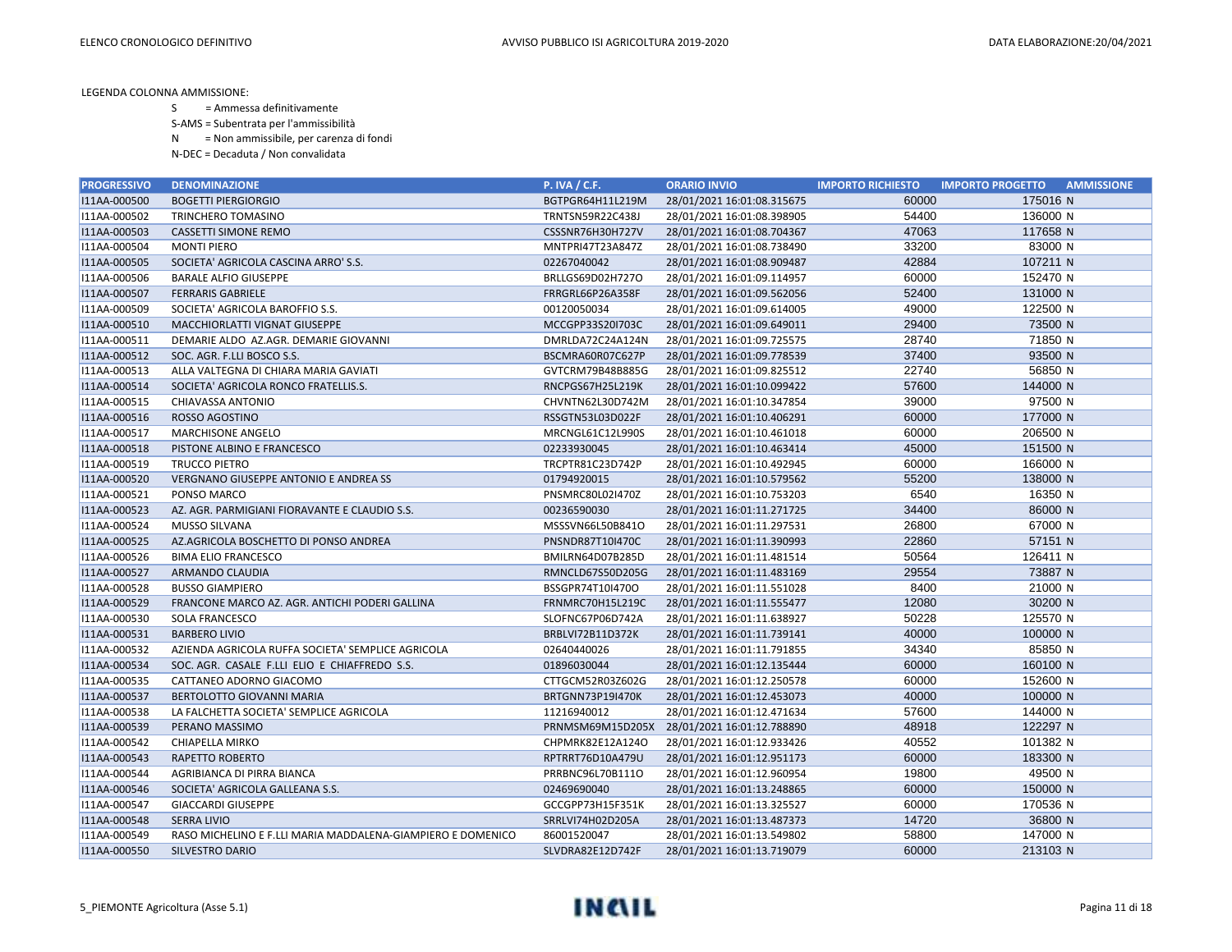LEGENDA COLONNA AMMISSIONE:

S = Ammessa definitivamente

S-AMS = Subentrata per l'ammissibilità

N = Non ammissibile, per carenza di fondi

N-DEC = Decaduta / Non convalidata

| PROGRESSIVO | DENOMINAZIONE | P. IVA / C.F. | ORARIO INVIO | IMPORTO RICHIESTO | IMPORTO PROGETTO | AMMISSIONE |
|---|---|---|---|---|---|---|
| I11AA-000500 | BOGETTI PIERGIORGIO | BGTPGR64H11L219M | 28/01/2021 16:01:08.315675 | 60000 | 175016 | N |
| I11AA-000502 | TRINCHERO TOMASINO | TRNTSN59R22C438J | 28/01/2021 16:01:08.398905 | 54400 | 136000 | N |
| I11AA-000503 | CASSETTI SIMONE REMO | CSSSNR76H30H727V | 28/01/2021 16:01:08.704367 | 47063 | 117658 | N |
| I11AA-000504 | MONTI PIERO | MNTPRI47T23A847Z | 28/01/2021 16:01:08.738490 | 33200 | 83000 | N |
| I11AA-000505 | SOCIETA' AGRICOLA CASCINA ARRO' S.S. | 02267040042 | 28/01/2021 16:01:08.909487 | 42884 | 107211 | N |
| I11AA-000506 | BARALE ALFIO GIUSEPPE | BRLLGS69D02H727O | 28/01/2021 16:01:09.114957 | 60000 | 152470 | N |
| I11AA-000507 | FERRARIS GABRIELE | FRRGRL66P26A358F | 28/01/2021 16:01:09.562056 | 52400 | 131000 | N |
| I11AA-000509 | SOCIETA' AGRICOLA BAROFFIO S.S. | 00120050034 | 28/01/2021 16:01:09.614005 | 49000 | 122500 | N |
| I11AA-000510 | MACCHIORLATTI VIGNAT GIUSEPPE | MCCGPP33S20I703C | 28/01/2021 16:01:09.649011 | 29400 | 73500 | N |
| I11AA-000511 | DEMARIE ALDO AZ.AGR. DEMARIE GIOVANNI | DMRLDA72C24A124N | 28/01/2021 16:01:09.725575 | 28740 | 71850 | N |
| I11AA-000512 | SOC. AGR. F.LLI BOSCO S.S. | BSCMRA60R07C627P | 28/01/2021 16:01:09.778539 | 37400 | 93500 | N |
| I11AA-000513 | ALLA VALTEGNA DI CHIARA MARIA GAVIATI | GVTCRM79B48B885G | 28/01/2021 16:01:09.825512 | 22740 | 56850 | N |
| I11AA-000514 | SOCIETA' AGRICOLA RONCO FRATELLIS.S. | RNCPGS67H25L219K | 28/01/2021 16:01:10.099422 | 57600 | 144000 | N |
| I11AA-000515 | CHIAVASSA ANTONIO | CHVNTN62L30D742M | 28/01/2021 16:01:10.347854 | 39000 | 97500 | N |
| I11AA-000516 | ROSSO AGOSTINO | RSSGTN53L03D022F | 28/01/2021 16:01:10.406291 | 60000 | 177000 | N |
| I11AA-000517 | MARCHISONE ANGELO | MRCNGL61C12L990S | 28/01/2021 16:01:10.461018 | 60000 | 206500 | N |
| I11AA-000518 | PISTONE ALBINO E FRANCESCO | 02233930045 | 28/01/2021 16:01:10.463414 | 45000 | 151500 | N |
| I11AA-000519 | TRUCCO PIETRO | TRCPTR81C23D742P | 28/01/2021 16:01:10.492945 | 60000 | 166000 | N |
| I11AA-000520 | VERGNANO GIUSEPPE ANTONIO E ANDREA SS | 01794920015 | 28/01/2021 16:01:10.579562 | 55200 | 138000 | N |
| I11AA-000521 | PONSO MARCO | PNSMRC80L02I470Z | 28/01/2021 16:01:10.753203 | 6540 | 16350 | N |
| I11AA-000523 | AZ. AGR. PARMIGIANI FIORAVANTE E CLAUDIO S.S. | 00236590030 | 28/01/2021 16:01:11.271725 | 34400 | 86000 | N |
| I11AA-000524 | MUSSO SILVANA | MSSSVN66L50B841O | 28/01/2021 16:01:11.297531 | 26800 | 67000 | N |
| I11AA-000525 | AZ.AGRICOLA BOSCHETTO DI PONSO ANDREA | PNSNDR87T10I470C | 28/01/2021 16:01:11.390993 | 22860 | 57151 | N |
| I11AA-000526 | BIMA ELIO FRANCESCO | BMILRN64D07B285D | 28/01/2021 16:01:11.481514 | 50564 | 126411 | N |
| I11AA-000527 | ARMANDO CLAUDIA | RMNCLD67S50D205G | 28/01/2021 16:01:11.483169 | 29554 | 73887 | N |
| I11AA-000528 | BUSSO GIAMPIERO | BSSGPR74T10I470O | 28/01/2021 16:01:11.551028 | 8400 | 21000 | N |
| I11AA-000529 | FRANCONE MARCO AZ. AGR. ANTICHI PODERI GALLINA | FRNMRC70H15L219C | 28/01/2021 16:01:11.555477 | 12080 | 30200 | N |
| I11AA-000530 | SOLA FRANCESCO | SLOFNC67P06D742A | 28/01/2021 16:01:11.638927 | 50228 | 125570 | N |
| I11AA-000531 | BARBERO LIVIO | BRBLVI72B11D372K | 28/01/2021 16:01:11.739141 | 40000 | 100000 | N |
| I11AA-000532 | AZIENDA AGRICOLA RUFFA SOCIETA' SEMPLICE AGRICOLA | 02640440026 | 28/01/2021 16:01:11.791855 | 34340 | 85850 | N |
| I11AA-000534 | SOC. AGR. CASALE F.LLI ELIO E CHIAFFREDO S.S. | 01896030044 | 28/01/2021 16:01:12.135444 | 60000 | 160100 | N |
| I11AA-000535 | CATTANEO ADORNO GIACOMO | CTTGCM52R03Z602G | 28/01/2021 16:01:12.250578 | 60000 | 152600 | N |
| I11AA-000537 | BERTOLOTTO GIOVANNI MARIA | BRTGNN73P19I470K | 28/01/2021 16:01:12.453073 | 40000 | 100000 | N |
| I11AA-000538 | LA FALCHETTA SOCIETA' SEMPLICE AGRICOLA | 11216940012 | 28/01/2021 16:01:12.471634 | 57600 | 144000 | N |
| I11AA-000539 | PERANO MASSIMO | PRNMSM69M15D205X | 28/01/2021 16:01:12.788890 | 48918 | 122297 | N |
| I11AA-000542 | CHIAPELLA MIRKO | CHPMRK82E12A124O | 28/01/2021 16:01:12.933426 | 40552 | 101382 | N |
| I11AA-000543 | RAPETTO ROBERTO | RPTRRT76D10A479U | 28/01/2021 16:01:12.951173 | 60000 | 183300 | N |
| I11AA-000544 | AGRIBIANCA DI PIRRA BIANCA | PRRBNC96L70B111O | 28/01/2021 16:01:12.960954 | 19800 | 49500 | N |
| I11AA-000546 | SOCIETA' AGRICOLA GALLEANA S.S. | 02469690040 | 28/01/2021 16:01:13.248865 | 60000 | 150000 | N |
| I11AA-000547 | GIACCARDI GIUSEPPE | GCCGPP73H15F351K | 28/01/2021 16:01:13.325527 | 60000 | 170536 | N |
| I11AA-000548 | SERRA LIVIO | SRRLVI74H02D205A | 28/01/2021 16:01:13.487373 | 14720 | 36800 | N |
| I11AA-000549 | RASO MICHELINO E F.LLI MARIA MADDALENA-GIAMPIERO E DOMENICO | 86001520047 | 28/01/2021 16:01:13.549802 | 58800 | 147000 | N |
| I11AA-000550 | SILVESTRO DARIO | SLVDRA82E12D742F | 28/01/2021 16:01:13.719079 | 60000 | 213103 | N |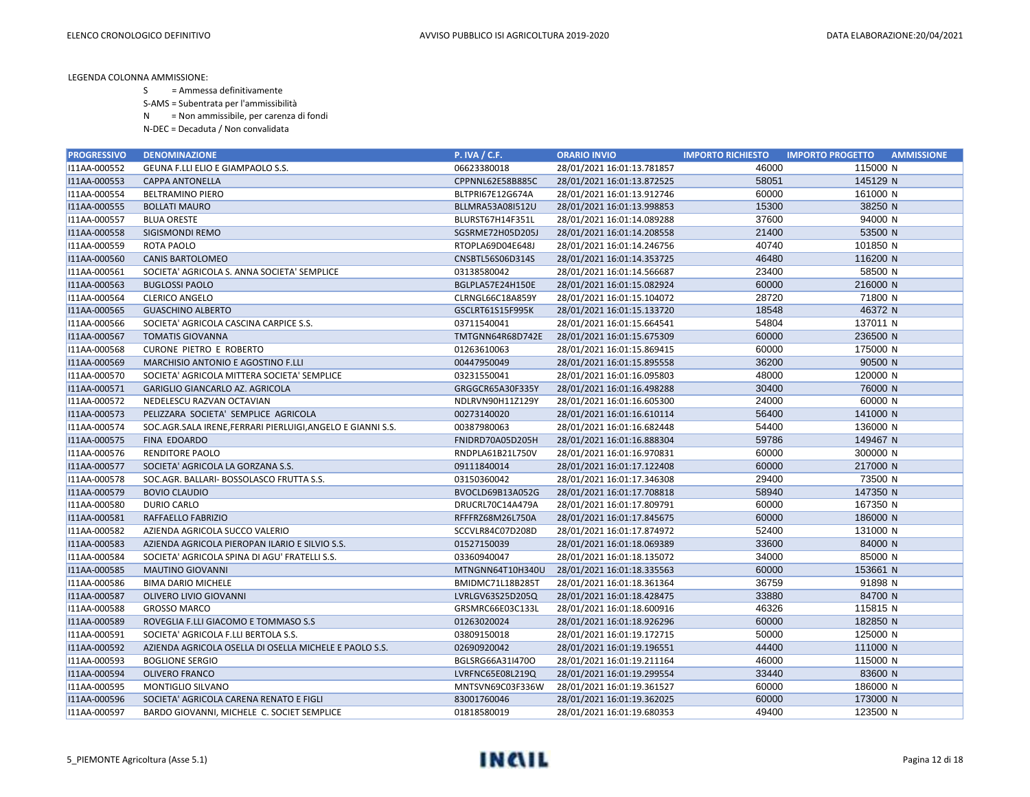LEGENDA COLONNA AMMISSIONE:

S = Ammessa definitivamente

S-AMS = Subentrata per l'ammissibilità

N = Non ammissibile, per carenza di fondi

N-DEC = Decaduta / Non convalidata

| PROGRESSIVO | DENOMINAZIONE | P. IVA / C.F. | ORARIO INVIO | IMPORTO RICHIESTO | IMPORTO PROGETTO | AMMISSIONE |
|---|---|---|---|---|---|---|
| I11AA-000552 | GEUNA F.LLI ELIO E GIAMPAOLO S.S. | 06623380018 | 28/01/2021 16:01:13.781857 | 46000 | 115000 | N |
| I11AA-000553 | CAPPA ANTONELLA | CPPNNL62E58B885C | 28/01/2021 16:01:13.872525 | 58051 | 145129 | N |
| I11AA-000554 | BELTRAMINO PIERO | BLTPRI67E12G674A | 28/01/2021 16:01:13.912746 | 60000 | 161000 | N |
| I11AA-000555 | BOLLATI MAURO | BLLMRA53A08I512U | 28/01/2021 16:01:13.998853 | 15300 | 38250 | N |
| I11AA-000557 | BLUA ORESTE | BLURST67H14F351L | 28/01/2021 16:01:14.089288 | 37600 | 94000 | N |
| I11AA-000558 | SIGISMONDI REMO | SGSRME72H05D205J | 28/01/2021 16:01:14.208558 | 21400 | 53500 | N |
| I11AA-000559 | ROTA PAOLO | RTOPLA69D04E648J | 28/01/2021 16:01:14.246756 | 40740 | 101850 | N |
| I11AA-000560 | CANIS BARTOLOMEO | CNSBTL56S06D314S | 28/01/2021 16:01:14.353725 | 46480 | 116200 | N |
| I11AA-000561 | SOCIETA' AGRICOLA S. ANNA SOCIETA' SEMPLICE | 03138580042 | 28/01/2021 16:01:14.566687 | 23400 | 58500 | N |
| I11AA-000563 | BUGLOSSI PAOLO | BGLPLA57E24H150E | 28/01/2021 16:01:15.082924 | 60000 | 216000 | N |
| I11AA-000564 | CLERICO ANGELO | CLRNGL66C18A859Y | 28/01/2021 16:01:15.104072 | 28720 | 71800 | N |
| I11AA-000565 | GUASCHINO ALBERTO | GSCLRT61S15F995K | 28/01/2021 16:01:15.133720 | 18548 | 46372 | N |
| I11AA-000566 | SOCIETA' AGRICOLA CASCINA CARPICE S.S. | 03711540041 | 28/01/2021 16:01:15.664541 | 54804 | 137011 | N |
| I11AA-000567 | TOMATIS GIOVANNA | TMTGNN64R68D742E | 28/01/2021 16:01:15.675309 | 60000 | 236500 | N |
| I11AA-000568 | CURONE PIETRO E ROBERTO | 01263610063 | 28/01/2021 16:01:15.869415 | 60000 | 175000 | N |
| I11AA-000569 | MARCHISIO ANTONIO E AGOSTINO F.LLI | 00447950049 | 28/01/2021 16:01:15.895558 | 36200 | 90500 | N |
| I11AA-000570 | SOCIETA' AGRICOLA MITTERA SOCIETA' SEMPLICE | 03231550041 | 28/01/2021 16:01:16.095803 | 48000 | 120000 | N |
| I11AA-000571 | GARIGLIO GIANCARLO AZ. AGRICOLA | GRGGCR65A30F335Y | 28/01/2021 16:01:16.498288 | 30400 | 76000 | N |
| I11AA-000572 | NEDELESCU RAZVAN OCTAVIAN | NDLRVN90H11Z129Y | 28/01/2021 16:01:16.605300 | 24000 | 60000 | N |
| I11AA-000573 | PELIZZARA SOCIETA' SEMPLICE AGRICOLA | 00273140020 | 28/01/2021 16:01:16.610114 | 56400 | 141000 | N |
| I11AA-000574 | SOC.AGR.SALA IRENE,FERRARI PIERLUIGI,ANGELO E GIANNI S.S. | 00387980063 | 28/01/2021 16:01:16.682448 | 54400 | 136000 | N |
| I11AA-000575 | FINA EDOARDO | FNIDRD70A05D205H | 28/01/2021 16:01:16.888304 | 59786 | 149467 | N |
| I11AA-000576 | RENDITORE PAOLO | RNDPLA61B21L750V | 28/01/2021 16:01:16.970831 | 60000 | 300000 | N |
| I11AA-000577 | SOCIETA' AGRICOLA LA GORZANA S.S. | 09111840014 | 28/01/2021 16:01:17.122408 | 60000 | 217000 | N |
| I11AA-000578 | SOC.AGR. BALLARI- BOSSOLASCO FRUTTA S.S. | 03150360042 | 28/01/2021 16:01:17.346308 | 29400 | 73500 | N |
| I11AA-000579 | BOVIO CLAUDIO | BVOCLD69B13A052G | 28/01/2021 16:01:17.708818 | 58940 | 147350 | N |
| I11AA-000580 | DURIO CARLO | DRUCRL70C14A479A | 28/01/2021 16:01:17.809791 | 60000 | 167350 | N |
| I11AA-000581 | RAFFAELLO FABRIZIO | RFFFRZ68M26L750A | 28/01/2021 16:01:17.845675 | 60000 | 186000 | N |
| I11AA-000582 | AZIENDA AGRICOLA SUCCO VALERIO | SCCVLR84C07D208D | 28/01/2021 16:01:17.874972 | 52400 | 131000 | N |
| I11AA-000583 | AZIENDA AGRICOLA PIEROPAN ILARIO E SILVIO S.S. | 01527150039 | 28/01/2021 16:01:18.069389 | 33600 | 84000 | N |
| I11AA-000584 | SOCIETA' AGRICOLA SPINA DI AGU' FRATELLI S.S. | 03360940047 | 28/01/2021 16:01:18.135072 | 34000 | 85000 | N |
| I11AA-000585 | MAUTINO GIOVANNI | MTNGNN64T10H340U | 28/01/2021 16:01:18.335563 | 60000 | 153661 | N |
| I11AA-000586 | BIMA DARIO MICHELE | BMIDMC71L18B285T | 28/01/2021 16:01:18.361364 | 36759 | 91898 | N |
| I11AA-000587 | OLIVERO LIVIO GIOVANNI | LVRLGV63S25D205Q | 28/01/2021 16:01:18.428475 | 33880 | 84700 | N |
| I11AA-000588 | GROSSO MARCO | GRSMRC66E03C133L | 28/01/2021 16:01:18.600916 | 46326 | 115815 | N |
| I11AA-000589 | ROVEGLIA F.LLI GIACOMO E TOMMASO S.S | 01263020024 | 28/01/2021 16:01:18.926296 | 60000 | 182850 | N |
| I11AA-000591 | SOCIETA' AGRICOLA F.LLI BERTOLA S.S. | 03809150018 | 28/01/2021 16:01:19.172715 | 50000 | 125000 | N |
| I11AA-000592 | AZIENDA AGRICOLA OSELLA DI OSELLA MICHELE E PAOLO S.S. | 02690920042 | 28/01/2021 16:01:19.196551 | 44400 | 111000 | N |
| I11AA-000593 | BOGLIONE SERGIO | BGLSRG66A31I470O | 28/01/2021 16:01:19.211164 | 46000 | 115000 | N |
| I11AA-000594 | OLIVERO FRANCO | LVRFNC65E08L219Q | 28/01/2021 16:01:19.299554 | 33440 | 83600 | N |
| I11AA-000595 | MONTIGLIO SILVANO | MNTSVN69C03F336W | 28/01/2021 16:01:19.361527 | 60000 | 186000 | N |
| I11AA-000596 | SOCIETA' AGRICOLA CARENA RENATO E FIGLI | 83001760046 | 28/01/2021 16:01:19.362025 | 60000 | 173000 | N |
| I11AA-000597 | BARDO GIOVANNI, MICHELE C. SOCIET SEMPLICE | 01818580019 | 28/01/2021 16:01:19.680353 | 49400 | 123500 | N |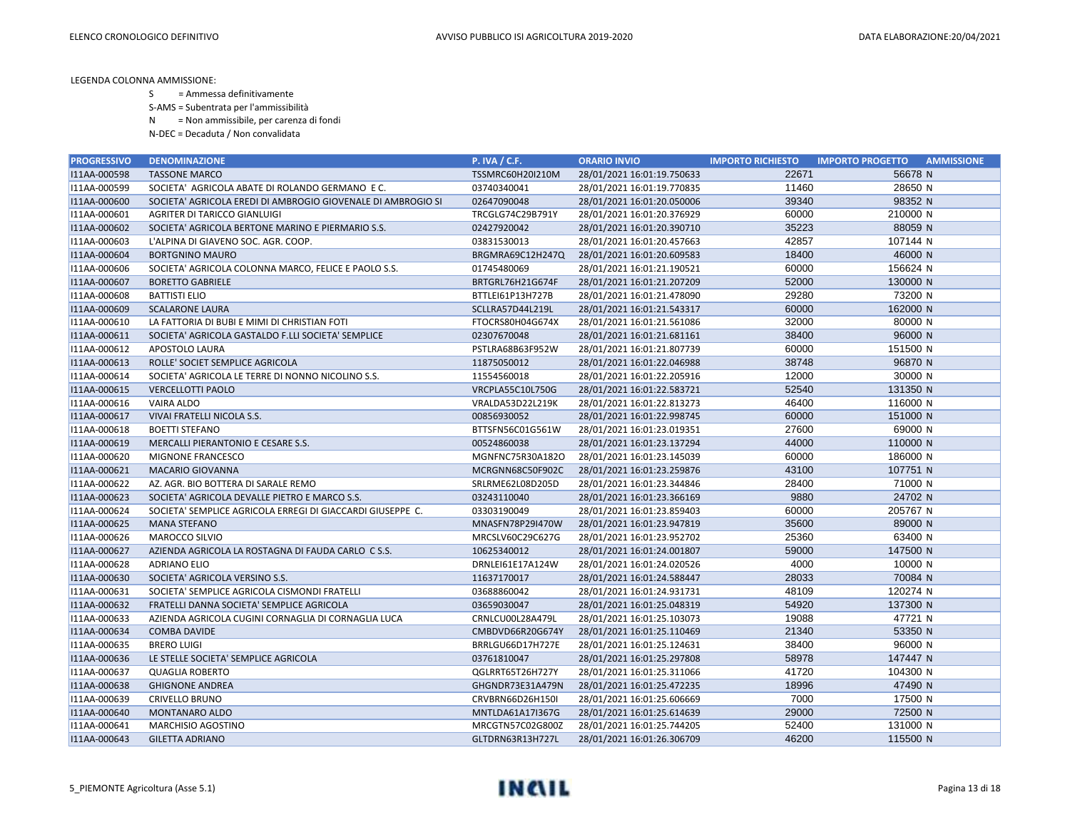LEGENDA COLONNA AMMISSIONE:

S = Ammessa definitivamente

S-AMS = Subentrata per l'ammissibilità

N = Non ammissibile, per carenza di fondi

N-DEC = Decaduta / Non convalidata

| PROGRESSIVO | DENOMINAZIONE | P. IVA / C.F. | ORARIO INVIO | IMPORTO RICHIESTO | IMPORTO PROGETTO | AMMISSIONE |
|---|---|---|---|---|---|---|
| I11AA-000598 | TASSONE MARCO | TSSMRC60H20I210M | 28/01/2021 16:01:19.750633 | 22671 | 56678 | N |
| I11AA-000599 | SOCIETA' AGRICOLA ABATE DI ROLANDO GERMANO E C. | 03740340041 | 28/01/2021 16:01:19.770835 | 11460 | 28650 | N |
| I11AA-000600 | SOCIETA' AGRICOLA EREDI DI AMBROGIO GIOVENALE DI AMBROGIO SI | 02647090048 | 28/01/2021 16:01:20.050006 | 39340 | 98352 | N |
| I11AA-000601 | AGRITER DI TARICCO GIANLUIGI | TRCGLG74C29B791Y | 28/01/2021 16:01:20.376929 | 60000 | 210000 | N |
| I11AA-000602 | SOCIETA' AGRICOLA BERTONE MARINO E PIERMARIO S.S. | 02427920042 | 28/01/2021 16:01:20.390710 | 35223 | 88059 | N |
| I11AA-000603 | L'ALPINA DI GIAVENO SOC. AGR. COOP. | 03831530013 | 28/01/2021 16:01:20.457663 | 42857 | 107144 | N |
| I11AA-000604 | BORTGNINO MAURO | BRGMRA69C12H247Q | 28/01/2021 16:01:20.609583 | 18400 | 46000 | N |
| I11AA-000606 | SOCIETA' AGRICOLA COLONNA MARCO, FELICE E PAOLO S.S. | 01745480069 | 28/01/2021 16:01:21.190521 | 60000 | 156624 | N |
| I11AA-000607 | BORETTO GABRIELE | BRTGRL76H21G674F | 28/01/2021 16:01:21.207209 | 52000 | 130000 | N |
| I11AA-000608 | BATTISTI ELIO | BTTLEI61P13H727B | 28/01/2021 16:01:21.478090 | 29280 | 73200 | N |
| I11AA-000609 | SCALARONE LAURA | SCLLRA57D44L219L | 28/01/2021 16:01:21.543317 | 60000 | 162000 | N |
| I11AA-000610 | LA FATTORIA DI BUBI E MIMI DI CHRISTIAN FOTI | FTOCRS80H04G674X | 28/01/2021 16:01:21.561086 | 32000 | 80000 | N |
| I11AA-000611 | SOCIETA' AGRICOLA GASTALDO F.LLI SOCIETA' SEMPLICE | 02307670048 | 28/01/2021 16:01:21.681161 | 38400 | 96000 | N |
| I11AA-000612 | APOSTOLO LAURA | PSTLRA68B63F952W | 28/01/2021 16:01:21.807739 | 60000 | 151500 | N |
| I11AA-000613 | ROLLE' SOCIET SEMPLICE AGRICOLA | 11875050012 | 28/01/2021 16:01:22.046988 | 38748 | 96870 | N |
| I11AA-000614 | SOCIETA' AGRICOLA LE TERRE DI NONNO NICOLINO S.S. | 11554560018 | 28/01/2021 16:01:22.205916 | 12000 | 30000 | N |
| I11AA-000615 | VERCELLOTTI PAOLO | VRCPLA55C10L750G | 28/01/2021 16:01:22.583721 | 52540 | 131350 | N |
| I11AA-000616 | VAIRA ALDO | VRALDA53D22L219K | 28/01/2021 16:01:22.813273 | 46400 | 116000 | N |
| I11AA-000617 | VIVAI FRATELLI NICOLA S.S. | 00856930052 | 28/01/2021 16:01:22.998745 | 60000 | 151000 | N |
| I11AA-000618 | BOETTI STEFANO | BTTSFN56C01G561W | 28/01/2021 16:01:23.019351 | 27600 | 69000 | N |
| I11AA-000619 | MERCALLI PIERANTONIO E CESARE S.S. | 00524860038 | 28/01/2021 16:01:23.137294 | 44000 | 110000 | N |
| I11AA-000620 | MIGNONE FRANCESCO | MGNFNC75R30A182O | 28/01/2021 16:01:23.145039 | 60000 | 186000 | N |
| I11AA-000621 | MACARIO GIOVANNA | MCRGNN68C50F902C | 28/01/2021 16:01:23.259876 | 43100 | 107751 | N |
| I11AA-000622 | AZ. AGR. BIO BOTTERA DI SARALE REMO | SRLRME62L08D205D | 28/01/2021 16:01:23.344846 | 28400 | 71000 | N |
| I11AA-000623 | SOCIETA' AGRICOLA DEVALLE PIETRO E MARCO S.S. | 03243110040 | 28/01/2021 16:01:23.366169 | 9880 | 24702 | N |
| I11AA-000624 | SOCIETA' SEMPLICE AGRICOLA ERREGI DI GIACCARDI GIUSEPPE C. | 03303190049 | 28/01/2021 16:01:23.859403 | 60000 | 205767 | N |
| I11AA-000625 | MANA STEFANO | MNASFN78P29I470W | 28/01/2021 16:01:23.947819 | 35600 | 89000 | N |
| I11AA-000626 | MAROCCO SILVIO | MRCSLV60C29C627G | 28/01/2021 16:01:23.952702 | 25360 | 63400 | N |
| I11AA-000627 | AZIENDA AGRICOLA LA ROSTAGNA DI FAUDA CARLO C S.S. | 10625340012 | 28/01/2021 16:01:24.001807 | 59000 | 147500 | N |
| I11AA-000628 | ADRIANO ELIO | DRNLEI61E17A124W | 28/01/2021 16:01:24.020526 | 4000 | 10000 | N |
| I11AA-000630 | SOCIETA' AGRICOLA VERSINO S.S. | 11637170017 | 28/01/2021 16:01:24.588447 | 28033 | 70084 | N |
| I11AA-000631 | SOCIETA' SEMPLICE AGRICOLA CISMONDI FRATELLI | 03688860042 | 28/01/2021 16:01:24.931731 | 48109 | 120274 | N |
| I11AA-000632 | FRATELLI DANNA SOCIETA' SEMPLICE AGRICOLA | 03659030047 | 28/01/2021 16:01:25.048319 | 54920 | 137300 | N |
| I11AA-000633 | AZIENDA AGRICOLA CUGINI CORNAGLIA DI CORNAGLIA LUCA | CRNLCU00L28A479L | 28/01/2021 16:01:25.103073 | 19088 | 47721 | N |
| I11AA-000634 | COMBA DAVIDE | CMBDVD66R20G674Y | 28/01/2021 16:01:25.110469 | 21340 | 53350 | N |
| I11AA-000635 | BRERO LUIGI | BRRLGU66D17H727E | 28/01/2021 16:01:25.124631 | 38400 | 96000 | N |
| I11AA-000636 | LE STELLE SOCIETA' SEMPLICE AGRICOLA | 03761810047 | 28/01/2021 16:01:25.297808 | 58978 | 147447 | N |
| I11AA-000637 | QUAGLIA ROBERTO | QGLRRT65T26H727Y | 28/01/2021 16:01:25.311066 | 41720 | 104300 | N |
| I11AA-000638 | GHIGNONE ANDREA | GHGNDR73E31A479N | 28/01/2021 16:01:25.472235 | 18996 | 47490 | N |
| I11AA-000639 | CRIVELLO BRUNO | CRVBRN66D26H150I | 28/01/2021 16:01:25.606669 | 7000 | 17500 | N |
| I11AA-000640 | MONTANARO ALDO | MNTLDA61A17I367G | 28/01/2021 16:01:25.614639 | 29000 | 72500 | N |
| I11AA-000641 | MARCHISIO AGOSTINO | MRCGTN57C02G800Z | 28/01/2021 16:01:25.744205 | 52400 | 131000 | N |
| I11AA-000643 | GILETTA ADRIANO | GLTDRN63R13H727L | 28/01/2021 16:01:26.306709 | 46200 | 115500 | N |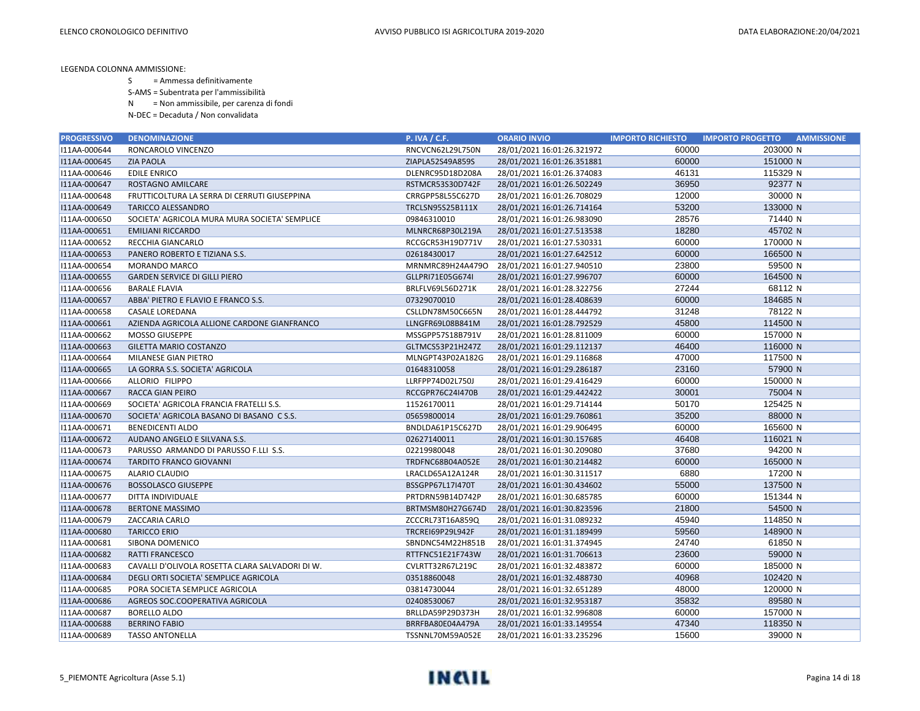LEGENDA COLONNA AMMISSIONE:

S = Ammessa definitivamente

S-AMS = Subentrata per l'ammissibilità

N = Non ammissibile, per carenza di fondi

N-DEC = Decaduta / Non convalidata

| PROGRESSIVO | DENOMINAZIONE | P. IVA / C.F. | ORARIO INVIO | IMPORTO RICHIESTO | IMPORTO PROGETTO | AMMISSIONE |
|---|---|---|---|---|---|---|
| I11AA-000644 | RONCAROLO VINCENZO | RNCVCN62L29L750N | 28/01/2021 16:01:26.321972 | 60000 | 203000 | N |
| I11AA-000645 | ZIA PAOLA | ZIAPLA52S49A859S | 28/01/2021 16:01:26.351881 | 60000 | 151000 | N |
| I11AA-000646 | EDILE ENRICO | DLENRC95D18D208A | 28/01/2021 16:01:26.374083 | 46131 | 115329 | N |
| I11AA-000647 | ROSTAGNO AMILCARE | RSTMCR53S30D742F | 28/01/2021 16:01:26.502249 | 36950 | 92377 | N |
| I11AA-000648 | FRUTTICOLTURA LA SERRA DI CERRUTI GIUSEPPINA | CRRGPP58L55C627D | 28/01/2021 16:01:26.708029 | 12000 | 30000 | N |
| I11AA-000649 | TARICCO ALESSANDRO | TRCLSN95S25B111X | 28/01/2021 16:01:26.714164 | 53200 | 133000 | N |
| I11AA-000650 | SOCIETA' AGRICOLA MURA MURA SOCIETA' SEMPLICE | 09846310010 | 28/01/2021 16:01:26.983090 | 28576 | 71440 | N |
| I11AA-000651 | EMILIANI RICCARDO | MLNRCR68P30L219A | 28/01/2021 16:01:27.513538 | 18280 | 45702 | N |
| I11AA-000652 | RECCHIA GIANCARLO | RCCGCR53H19D771V | 28/01/2021 16:01:27.530331 | 60000 | 170000 | N |
| I11AA-000653 | PANERO ROBERTO E TIZIANA S.S. | 02618430017 | 28/01/2021 16:01:27.642512 | 60000 | 166500 | N |
| I11AA-000654 | MORANDO MARCO | MRNMRC89H24A479O | 28/01/2021 16:01:27.940510 | 23800 | 59500 | N |
| I11AA-000655 | GARDEN SERVICE DI GILLI PIERO | GLLPRI71E05G674I | 28/01/2021 16:01:27.996707 | 60000 | 164500 | N |
| I11AA-000656 | BARALE FLAVIA | BRLFLV69L56D271K | 28/01/2021 16:01:28.322756 | 27244 | 68112 | N |
| I11AA-000657 | ABBA' PIETRO E FLAVIO E FRANCO S.S. | 07329070010 | 28/01/2021 16:01:28.408639 | 60000 | 184685 | N |
| I11AA-000658 | CASALE LOREDANA | CSLLDN78M50C665N | 28/01/2021 16:01:28.444792 | 31248 | 78122 | N |
| I11AA-000661 | AZIENDA AGRICOLA ALLIONE CARDONE GIANFRANCO | LLNGFR69L08B841M | 28/01/2021 16:01:28.792529 | 45800 | 114500 | N |
| I11AA-000662 | MOSSO GIUSEPPE | MSSGPP57S18B791V | 28/01/2021 16:01:28.811009 | 60000 | 157000 | N |
| I11AA-000663 | GILETTA MARIO COSTANZO | GLTMCS53P21H247Z | 28/01/2021 16:01:29.112137 | 46400 | 116000 | N |
| I11AA-000664 | MILANESE GIAN PIETRO | MLNGPT43P02A182G | 28/01/2021 16:01:29.116868 | 47000 | 117500 | N |
| I11AA-000665 | LA GORRA S.S. SOCIETA' AGRICOLA | 01648310058 | 28/01/2021 16:01:29.286187 | 23160 | 57900 | N |
| I11AA-000666 | ALLORIO FILIPPO | LLRFPP74D02L750J | 28/01/2021 16:01:29.416429 | 60000 | 150000 | N |
| I11AA-000667 | RACCA GIAN PEIRO | RCCGPR76C24I470B | 28/01/2021 16:01:29.442422 | 30001 | 75004 | N |
| I11AA-000669 | SOCIETA' AGRICOLA FRANCIA FRATELLI S.S. | 11526170011 | 28/01/2021 16:01:29.714144 | 50170 | 125425 | N |
| I11AA-000670 | SOCIETA' AGRICOLA BASANO DI BASANO C S.S. | 05659800014 | 28/01/2021 16:01:29.760861 | 35200 | 88000 | N |
| I11AA-000671 | BENEDICENTI ALDO | BNDLDA61P15C627D | 28/01/2021 16:01:29.906495 | 60000 | 165600 | N |
| I11AA-000672 | AUDANO ANGELO E SILVANA S.S. | 02627140011 | 28/01/2021 16:01:30.157685 | 46408 | 116021 | N |
| I11AA-000673 | PARUSSO ARMANDO DI PARUSSO F.LLI S.S. | 02219980048 | 28/01/2021 16:01:30.209080 | 37680 | 94200 | N |
| I11AA-000674 | TARDITO FRANCO GIOVANNI | TRDFNC68B04A052E | 28/01/2021 16:01:30.214482 | 60000 | 165000 | N |
| I11AA-000675 | ALARIO CLAUDIO | LRACLD65A12A124R | 28/01/2021 16:01:30.311517 | 6880 | 17200 | N |
| I11AA-000676 | BOSSOLASCO GIUSEPPE | BSSGPP67L17I470T | 28/01/2021 16:01:30.434602 | 55000 | 137500 | N |
| I11AA-000677 | DITTA INDIVIDUALE | PRTDRN59B14D742P | 28/01/2021 16:01:30.685785 | 60000 | 151344 | N |
| I11AA-000678 | BERTONE MASSIMO | BRTMSM80H27G674D | 28/01/2021 16:01:30.823596 | 21800 | 54500 | N |
| I11AA-000679 | ZACCARIA CARLO | ZCCCRL73T16A859Q | 28/01/2021 16:01:31.089232 | 45940 | 114850 | N |
| I11AA-000680 | TARICCO ERIO | TRCREI69P29L942F | 28/01/2021 16:01:31.189499 | 59560 | 148900 | N |
| I11AA-000681 | SIBONA DOMENICO | SBNDNC54M22H851B | 28/01/2021 16:01:31.374945 | 24740 | 61850 | N |
| I11AA-000682 | RATTI FRANCESCO | RTTFNC51E21F743W | 28/01/2021 16:01:31.706613 | 23600 | 59000 | N |
| I11AA-000683 | CAVALLI D'OLIVOLA ROSETTA CLARA SALVADORI DI W. | CVLRTT32R67L219C | 28/01/2021 16:01:32.483872 | 60000 | 185000 | N |
| I11AA-000684 | DEGLI ORTI SOCIETA' SEMPLICE AGRICOLA | 03518860048 | 28/01/2021 16:01:32.488730 | 40968 | 102420 | N |
| I11AA-000685 | PORA SOCIETA SEMPLICE AGRICOLA | 03814730044 | 28/01/2021 16:01:32.651289 | 48000 | 120000 | N |
| I11AA-000686 | AGREOS SOC.COOPERATIVA AGRICOLA | 02408530067 | 28/01/2021 16:01:32.953187 | 35832 | 89580 | N |
| I11AA-000687 | BORELLO ALDO | BRLLDA59P29D373H | 28/01/2021 16:01:32.996808 | 60000 | 157000 | N |
| I11AA-000688 | BERRINO FABIO | BRRFBA80E04A479A | 28/01/2021 16:01:33.149554 | 47340 | 118350 | N |
| I11AA-000689 | TASSO ANTONELLA | TSSNNL70M59A052E | 28/01/2021 16:01:33.235296 | 15600 | 39000 | N |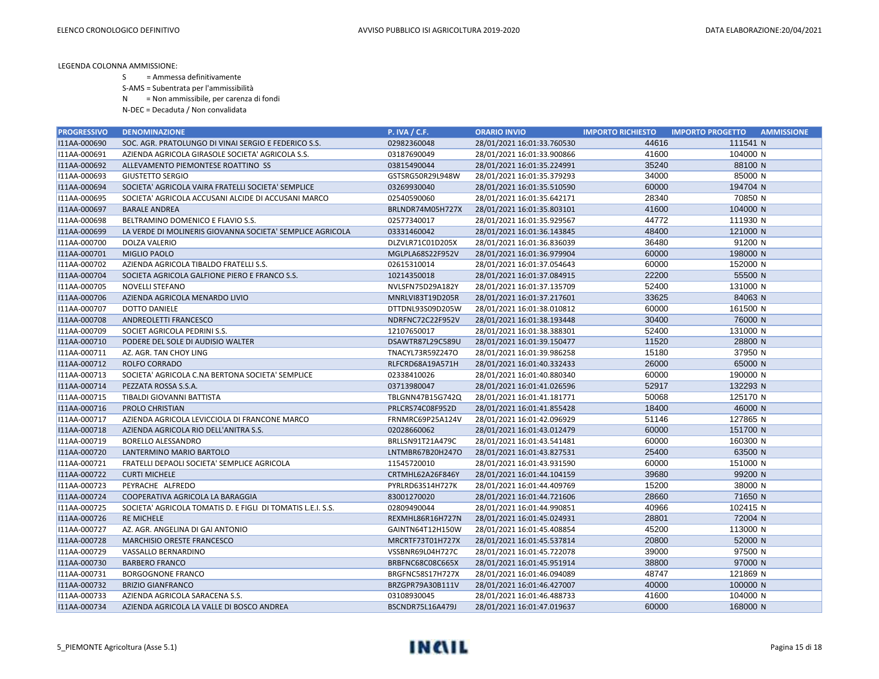LEGENDA COLONNA AMMISSIONE:

S = Ammessa definitivamente

S-AMS = Subentrata per l'ammissibilità

N = Non ammissibile, per carenza di fondi

N-DEC = Decaduta / Non convalidata

| PROGRESSIVO | DENOMINAZIONE | P. IVA / C.F. | ORARIO INVIO | IMPORTO RICHIESTO | IMPORTO PROGETTO | AMMISSIONE |
|---|---|---|---|---|---|---|
| I11AA-000690 | SOC. AGR. PRATOLUNGO DI VINAI SERGIO E FEDERICO S.S. | 02982360048 | 28/01/2021 16:01:33.760530 | 44616 | 111541 | N |
| I11AA-000691 | AZIENDA AGRICOLA GIRASOLE SOCIETA' AGRICOLA S.S. | 03187690049 | 28/01/2021 16:01:33.900866 | 41600 | 104000 | N |
| I11AA-000692 | ALLEVAMENTO PIEMONTESE ROATTINO SS | 03815490044 | 28/01/2021 16:01:35.224991 | 35240 | 88100 | N |
| I11AA-000693 | GIUSTETTO SERGIO | GSTSRG50R29L948W | 28/01/2021 16:01:35.379293 | 34000 | 85000 | N |
| I11AA-000694 | SOCIETA' AGRICOLA VAIRA FRATELLI SOCIETA' SEMPLICE | 03269930040 | 28/01/2021 16:01:35.510590 | 60000 | 194704 | N |
| I11AA-000695 | SOCIETA' AGRICOLA ACCUSANI ALCIDE DI ACCUSANI MARCO | 02540590060 | 28/01/2021 16:01:35.642171 | 28340 | 70850 | N |
| I11AA-000697 | BARALE ANDREA | BRLNDR74M05H727X | 28/01/2021 16:01:35.803101 | 41600 | 104000 | N |
| I11AA-000698 | BELTRAMINO DOMENICO E FLAVIO S.S. | 02577340017 | 28/01/2021 16:01:35.929567 | 44772 | 111930 | N |
| I11AA-000699 | LA VERDE DI MOLINERIS GIOVANNA SOCIETA' SEMPLICE AGRICOLA | 03331460042 | 28/01/2021 16:01:36.143845 | 48400 | 121000 | N |
| I11AA-000700 | DOLZA VALERIO | DLZVLR71C01D205X | 28/01/2021 16:01:36.836039 | 36480 | 91200 | N |
| I11AA-000701 | MIGLIO PAOLO | MGLPLA68S22F952V | 28/01/2021 16:01:36.979904 | 60000 | 198000 | N |
| I11AA-000702 | AZIENDA AGRICOLA TIBALDO FRATELLI S.S. | 02615310014 | 28/01/2021 16:01:37.054643 | 60000 | 152000 | N |
| I11AA-000704 | SOCIETA AGRICOLA GALFIONE PIERO E FRANCO S.S. | 10214350018 | 28/01/2021 16:01:37.084915 | 22200 | 55500 | N |
| I11AA-000705 | NOVELLI STEFANO | NVLSFN75D29A182Y | 28/01/2021 16:01:37.135709 | 52400 | 131000 | N |
| I11AA-000706 | AZIENDA AGRICOLA MENARDO LIVIO | MNRLVI83T19D205R | 28/01/2021 16:01:37.217601 | 33625 | 84063 | N |
| I11AA-000707 | DOTTO DANIELE | DTTDNL93S09D205W | 28/01/2021 16:01:38.010812 | 60000 | 161500 | N |
| I11AA-000708 | ANDREOLETTI FRANCESCO | NDRFNC72C22F952V | 28/01/2021 16:01:38.193448 | 30400 | 76000 | N |
| I11AA-000709 | SOCIET AGRICOLA PEDRINI S.S. | 12107650017 | 28/01/2021 16:01:38.388301 | 52400 | 131000 | N |
| I11AA-000710 | PODERE DEL SOLE DI AUDISIO WALTER | DSAWTR87L29C589U | 28/01/2021 16:01:39.150477 | 11520 | 28800 | N |
| I11AA-000711 | AZ. AGR. TAN CHOY LING | TNACYL73R59Z247O | 28/01/2021 16:01:39.986258 | 15180 | 37950 | N |
| I11AA-000712 | ROLFO CORRADO | RLFCRD68A19A571H | 28/01/2021 16:01:40.332433 | 26000 | 65000 | N |
| I11AA-000713 | SOCIETA' AGRICOLA C.NA BERTONA SOCIETA' SEMPLICE | 02338410026 | 28/01/2021 16:01:40.880340 | 60000 | 190000 | N |
| I11AA-000714 | PEZZATA ROSSA S.S.A. | 03713980047 | 28/01/2021 16:01:41.026596 | 52917 | 132293 | N |
| I11AA-000715 | TIBALDI GIOVANNI BATTISTA | TBLGNN47B15G742Q | 28/01/2021 16:01:41.181771 | 50068 | 125170 | N |
| I11AA-000716 | PROLO CHRISTIAN | PRLCRS74C08F952D | 28/01/2021 16:01:41.855428 | 18400 | 46000 | N |
| I11AA-000717 | AZIENDA AGRICOLA LEVICCIOLA DI FRANCONE MARCO | FRNMRC69P25A124V | 28/01/2021 16:01:42.096929 | 51146 | 127865 | N |
| I11AA-000718 | AZIENDA AGRICOLA RIO DELL'ANITRA S.S. | 02028660062 | 28/01/2021 16:01:43.012479 | 60000 | 151700 | N |
| I11AA-000719 | BORELLO ALESSANDRO | BRLLSN91T21A479C | 28/01/2021 16:01:43.541481 | 60000 | 160300 | N |
| I11AA-000720 | LANTERMINO MARIO BARTOLO | LNTMBR67B20H247O | 28/01/2021 16:01:43.827531 | 25400 | 63500 | N |
| I11AA-000721 | FRATELLI DEPAOLI SOCIETA' SEMPLICE AGRICOLA | 11545720010 | 28/01/2021 16:01:43.931590 | 60000 | 151000 | N |
| I11AA-000722 | CURTI MICHELE | CRTMHL62A26F846Y | 28/01/2021 16:01:44.104159 | 39680 | 99200 | N |
| I11AA-000723 | PEYRACHE ALFREDO | PYRLRD63S14H727K | 28/01/2021 16:01:44.409769 | 15200 | 38000 | N |
| I11AA-000724 | COOPERATIVA AGRICOLA LA BARAGGIA | 83001270020 | 28/01/2021 16:01:44.721606 | 28660 | 71650 | N |
| I11AA-000725 | SOCIETA' AGRICOLA TOMATIS D. E FIGLI DI TOMATIS L.E.I. S.S. | 02809490044 | 28/01/2021 16:01:44.990851 | 40966 | 102415 | N |
| I11AA-000726 | RE MICHELE | REXMHL86R16H727N | 28/01/2021 16:01:45.024931 | 28801 | 72004 | N |
| I11AA-000727 | AZ. AGR. ANGELINA DI GAI ANTONIO | GAINTN64T12H150W | 28/01/2021 16:01:45.408854 | 45200 | 113000 | N |
| I11AA-000728 | MARCHISIO ORESTE FRANCESCO | MRCRTF73T01H727X | 28/01/2021 16:01:45.537814 | 20800 | 52000 | N |
| I11AA-000729 | VASSALLO BERNARDINO | VSSBNR69L04H727C | 28/01/2021 16:01:45.722078 | 39000 | 97500 | N |
| I11AA-000730 | BARBERO FRANCO | BRBFNC68C08C665X | 28/01/2021 16:01:45.951914 | 38800 | 97000 | N |
| I11AA-000731 | BORGOGNONE FRANCO | BRGFNC58S17H727X | 28/01/2021 16:01:46.094089 | 48747 | 121869 | N |
| I11AA-000732 | BRIZIO GIANFRANCO | BRZGPR79A30B111V | 28/01/2021 16:01:46.427007 | 40000 | 100000 | N |
| I11AA-000733 | AZIENDA AGRICOLA SARACENA S.S. | 03108930045 | 28/01/2021 16:01:46.488733 | 41600 | 104000 | N |
| I11AA-000734 | AZIENDA AGRICOLA LA VALLE DI BOSCO ANDREA | BSCNDR75L16A479J | 28/01/2021 16:01:47.019637 | 60000 | 168000 | N |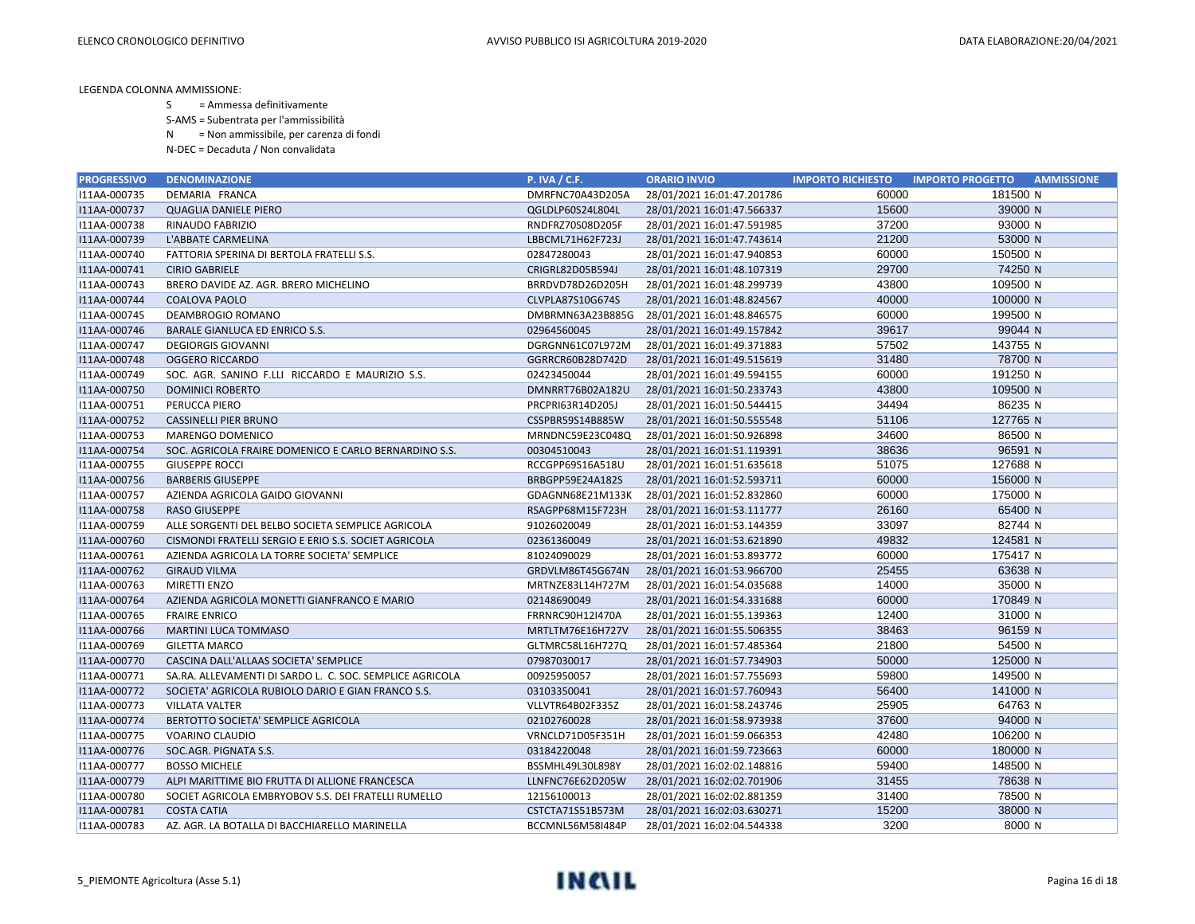LEGENDA COLONNA AMMISSIONE:

S = Ammessa definitivamente

S-AMS = Subentrata per l'ammissibilità

N = Non ammissibile, per carenza di fondi

N-DEC = Decaduta / Non convalidata

| PROGRESSIVO | DENOMINAZIONE | P. IVA / C.F. | ORARIO INVIO | IMPORTO RICHIESTO | IMPORTO PROGETTO | AMMISSIONE |
|---|---|---|---|---|---|---|
| I11AA-000735 | DEMARIA FRANCA | DMRFNC70A43D205A | 28/01/2021 16:01:47.201786 | 60000 | 181500 | N |
| I11AA-000737 | QUAGLIA DANIELE PIERO | QGLDLP60S24L804L | 28/01/2021 16:01:47.566337 | 15600 | 39000 | N |
| I11AA-000738 | RINAUDO FABRIZIO | RNDFRZ70S08D205F | 28/01/2021 16:01:47.591985 | 37200 | 93000 | N |
| I11AA-000739 | L'ABBATE CARMELINA | LBBCML71H62F723J | 28/01/2021 16:01:47.743614 | 21200 | 53000 | N |
| I11AA-000740 | FATTORIA SPERINA DI BERTOLA FRATELLI S.S. | 02847280043 | 28/01/2021 16:01:47.940853 | 60000 | 150500 | N |
| I11AA-000741 | CIRIO GABRIELE | CRIGRL82D05B594J | 28/01/2021 16:01:48.107319 | 29700 | 74250 | N |
| I11AA-000743 | BRERO DAVIDE AZ. AGR. BRERO MICHELINO | BRRDVD78D26D205H | 28/01/2021 16:01:48.299739 | 43800 | 109500 | N |
| I11AA-000744 | COALOVA PAOLO | CLVPLA87S10G674S | 28/01/2021 16:01:48.824567 | 40000 | 100000 | N |
| I11AA-000745 | DEAMBROGIO ROMANO | DMBRMN63A23B885G | 28/01/2021 16:01:48.846575 | 60000 | 199500 | N |
| I11AA-000746 | BARALE GIANLUCA ED ENRICO S.S. | 02964560045 | 28/01/2021 16:01:49.157842 | 39617 | 99044 | N |
| I11AA-000747 | DEGIORGIS GIOVANNI | DGRGNN61C07L972M | 28/01/2021 16:01:49.371883 | 57502 | 143755 | N |
| I11AA-000748 | OGGERO RICCARDO | GGRRCR60B28D742D | 28/01/2021 16:01:49.515619 | 31480 | 78700 | N |
| I11AA-000749 | SOC. AGR. SANINO F.LLI RICCARDO E MAURIZIO S.S. | 02423450044 | 28/01/2021 16:01:49.594155 | 60000 | 191250 | N |
| I11AA-000750 | DOMINICI ROBERTO | DMNRRT76B02A182U | 28/01/2021 16:01:50.233743 | 43800 | 109500 | N |
| I11AA-000751 | PERUCCA PIERO | PRCPRI63R14D205J | 28/01/2021 16:01:50.544415 | 34494 | 86235 | N |
| I11AA-000752 | CASSINELLI PIER BRUNO | CSSPBR59S14B885W | 28/01/2021 16:01:50.555548 | 51106 | 127765 | N |
| I11AA-000753 | MARENGO DOMENICO | MRNDNC59E23C048Q | 28/01/2021 16:01:50.926898 | 34600 | 86500 | N |
| I11AA-000754 | SOC. AGRICOLA FRAIRE DOMENICO E CARLO BERNARDINO S.S. | 00304510043 | 28/01/2021 16:01:51.119391 | 38636 | 96591 | N |
| I11AA-000755 | GIUSEPPE ROCCI | RCCGPP69S16A518U | 28/01/2021 16:01:51.635618 | 51075 | 127688 | N |
| I11AA-000756 | BARBERIS GIUSEPPE | BRBGPP59E24A182S | 28/01/2021 16:01:52.593711 | 60000 | 156000 | N |
| I11AA-000757 | AZIENDA AGRICOLA GAIDO GIOVANNI | GDAGNN68E21M133K | 28/01/2021 16:01:52.832860 | 60000 | 175000 | N |
| I11AA-000758 | RASO GIUSEPPE | RSAGPP68M15F723H | 28/01/2021 16:01:53.111777 | 26160 | 65400 | N |
| I11AA-000759 | ALLE SORGENTI DEL BELBO SOCIETA SEMPLICE AGRICOLA | 91026020049 | 28/01/2021 16:01:53.144359 | 33097 | 82744 | N |
| I11AA-000760 | CISMONDI FRATELLI SERGIO E ERIO S.S. SOCIET AGRICOLA | 02361360049 | 28/01/2021 16:01:53.621890 | 49832 | 124581 | N |
| I11AA-000761 | AZIENDA AGRICOLA LA TORRE SOCIETA' SEMPLICE | 81024090029 | 28/01/2021 16:01:53.893772 | 60000 | 175417 | N |
| I11AA-000762 | GIRAUD VILMA | GRDVLM86T45G674N | 28/01/2021 16:01:53.966700 | 25455 | 63638 | N |
| I11AA-000763 | MIRETTI ENZO | MRTNZE83L14H727M | 28/01/2021 16:01:54.035688 | 14000 | 35000 | N |
| I11AA-000764 | AZIENDA AGRICOLA MONETTI GIANFRANCO E MARIO | 02148690049 | 28/01/2021 16:01:54.331688 | 60000 | 170849 | N |
| I11AA-000765 | FRAIRE ENRICO | FRRNRC90H12I470A | 28/01/2021 16:01:55.139363 | 12400 | 31000 | N |
| I11AA-000766 | MARTINI LUCA TOMMASO | MRTLTM76E16H727V | 28/01/2021 16:01:55.506355 | 38463 | 96159 | N |
| I11AA-000769 | GILETTA MARCO | GLTMRC58L16H727Q | 28/01/2021 16:01:57.485364 | 21800 | 54500 | N |
| I11AA-000770 | CASCINA DALL'ALLAAS SOCIETA' SEMPLICE | 07987030017 | 28/01/2021 16:01:57.734903 | 50000 | 125000 | N |
| I11AA-000771 | SA.RA. ALLEVAMENTI DI SARDO L. C. SOC. SEMPLICE AGRICOLA | 00925950057 | 28/01/2021 16:01:57.755693 | 59800 | 149500 | N |
| I11AA-000772 | SOCIETA' AGRICOLA RUBIOLO DARIO E GIAN FRANCO S.S. | 03103350041 | 28/01/2021 16:01:57.760943 | 56400 | 141000 | N |
| I11AA-000773 | VILLATA VALTER | VLLVTR64B02F335Z | 28/01/2021 16:01:58.243746 | 25905 | 64763 | N |
| I11AA-000774 | BERTOTTO SOCIETA' SEMPLICE AGRICOLA | 02102760028 | 28/01/2021 16:01:58.973938 | 37600 | 94000 | N |
| I11AA-000775 | VOARINO CLAUDIO | VRNCLD71D05F351H | 28/01/2021 16:01:59.066353 | 42480 | 106200 | N |
| I11AA-000776 | SOC.AGR. PIGNATA S.S. | 03184220048 | 28/01/2021 16:01:59.723663 | 60000 | 180000 | N |
| I11AA-000777 | BOSSO MICHELE | BSSMHL49L30L898Y | 28/01/2021 16:02:02.148816 | 59400 | 148500 | N |
| I11AA-000779 | ALPI MARITTIME BIO FRUTTA DI ALLIONE FRANCESCA | LLNFNC76E62D205W | 28/01/2021 16:02:02.701906 | 31455 | 78638 | N |
| I11AA-000780 | SOCIET AGRICOLA EMBRYOBOV S.S. DEI FRATELLI RUMELLO | 12156100013 | 28/01/2021 16:02:02.881359 | 31400 | 78500 | N |
| I11AA-000781 | COSTA CATIA | CSTCTA71S51B573M | 28/01/2021 16:02:03.630271 | 15200 | 38000 | N |
| I11AA-000783 | AZ. AGR. LA BOTALLA DI BACCHIARELLO MARINELLA | BCCMNL56M58I484P | 28/01/2021 16:02:04.544338 | 3200 | 8000 | N |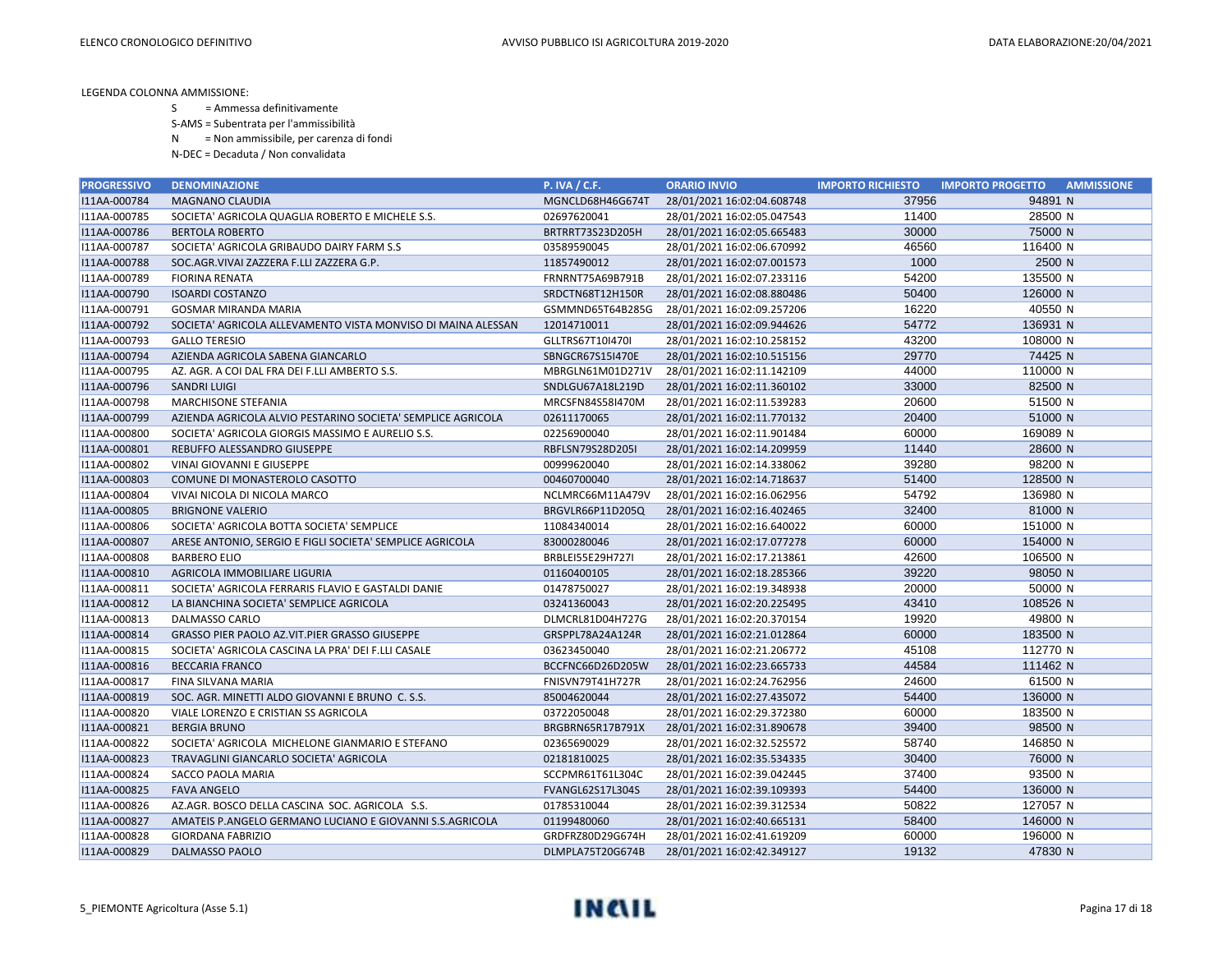LEGENDA COLONNA AMMISSIONE:

S = Ammessa definitivamente

S-AMS = Subentrata per l'ammissibilità

N = Non ammissibile, per carenza di fondi

N-DEC = Decaduta / Non convalidata

| PROGRESSIVO | DENOMINAZIONE | P. IVA / C.F. | ORARIO INVIO | IMPORTO RICHIESTO | IMPORTO PROGETTO | AMMISSIONE |
|---|---|---|---|---|---|---|
| I11AA-000784 | MAGNANO CLAUDIA | MGNCLD68H46G674T | 28/01/2021 16:02:04.608748 | 37956 | 94891 | N |
| I11AA-000785 | SOCIETA' AGRICOLA QUAGLIA ROBERTO E MICHELE S.S. | 02697620041 | 28/01/2021 16:02:05.047543 | 11400 | 28500 | N |
| I11AA-000786 | BERTOLA ROBERTO | BRTRRT73S23D205H | 28/01/2021 16:02:05.665483 | 30000 | 75000 | N |
| I11AA-000787 | SOCIETA' AGRICOLA GRIBAUDO DAIRY FARM S.S | 03589590045 | 28/01/2021 16:02:06.670992 | 46560 | 116400 | N |
| I11AA-000788 | SOC.AGR.VIVAI ZAZZERA F.LLI ZAZZERA G.P. | 11857490012 | 28/01/2021 16:02:07.001573 | 1000 | 2500 | N |
| I11AA-000789 | FIORINA RENATA | FRNRNT75A69B791B | 28/01/2021 16:02:07.233116 | 54200 | 135500 | N |
| I11AA-000790 | ISOARDI COSTANZO | SRDCTN68T12H150R | 28/01/2021 16:02:08.880486 | 50400 | 126000 | N |
| I11AA-000791 | GOSMAR MIRANDA MARIA | GSMMND65T64B285G | 28/01/2021 16:02:09.257206 | 16220 | 40550 | N |
| I11AA-000792 | SOCIETA' AGRICOLA ALLEVAMENTO VISTA MONVISO DI MAINA ALESSAN | 12014710011 | 28/01/2021 16:02:09.944626 | 54772 | 136931 | N |
| I11AA-000793 | GALLO TERESIO | GLLTRS67T10I470I | 28/01/2021 16:02:10.258152 | 43200 | 108000 | N |
| I11AA-000794 | AZIENDA AGRICOLA SABENA GIANCARLO | SBNGCR67S15I470E | 28/01/2021 16:02:10.515156 | 29770 | 74425 | N |
| I11AA-000795 | AZ. AGR. A COI DAL FRA DEI F.LLI AMBERTO S.S. | MBRGLN61M01D271V | 28/01/2021 16:02:11.142109 | 44000 | 110000 | N |
| I11AA-000796 | SANDRI LUIGI | SNDLGU67A18L219D | 28/01/2021 16:02:11.360102 | 33000 | 82500 | N |
| I11AA-000798 | MARCHISONE STEFANIA | MRCSFN84S58I470M | 28/01/2021 16:02:11.539283 | 20600 | 51500 | N |
| I11AA-000799 | AZIENDA AGRICOLA ALVIO PESTARINO SOCIETA' SEMPLICE AGRICOLA | 02611170065 | 28/01/2021 16:02:11.770132 | 20400 | 51000 | N |
| I11AA-000800 | SOCIETA' AGRICOLA GIORGIS MASSIMO E AURELIO S.S. | 02256900040 | 28/01/2021 16:02:11.901484 | 60000 | 169089 | N |
| I11AA-000801 | REBUFFO ALESSANDRO GIUSEPPE | RBFLSN79S28D205I | 28/01/2021 16:02:14.209959 | 11440 | 28600 | N |
| I11AA-000802 | VINAI GIOVANNI E GIUSEPPE | 00999620040 | 28/01/2021 16:02:14.338062 | 39280 | 98200 | N |
| I11AA-000803 | COMUNE DI MONASTEROLO CASOTTO | 00460700040 | 28/01/2021 16:02:14.718637 | 51400 | 128500 | N |
| I11AA-000804 | VIVAI NICOLA DI NICOLA MARCO | NCLMRC66M11A479V | 28/01/2021 16:02:16.062956 | 54792 | 136980 | N |
| I11AA-000805 | BRIGNONE VALERIO | BRGVLR66P11D205Q | 28/01/2021 16:02:16.402465 | 32400 | 81000 | N |
| I11AA-000806 | SOCIETA' AGRICOLA BOTTA SOCIETA' SEMPLICE | 11084340014 | 28/01/2021 16:02:16.640022 | 60000 | 151000 | N |
| I11AA-000807 | ARESE ANTONIO, SERGIO E FIGLI SOCIETA' SEMPLICE AGRICOLA | 83000280046 | 28/01/2021 16:02:17.077278 | 60000 | 154000 | N |
| I11AA-000808 | BARBERO ELIO | BRBLEI55E29H727I | 28/01/2021 16:02:17.213861 | 42600 | 106500 | N |
| I11AA-000810 | AGRICOLA IMMOBILIARE LIGURIA | 01160400105 | 28/01/2021 16:02:18.285366 | 39220 | 98050 | N |
| I11AA-000811 | SOCIETA' AGRICOLA FERRARIS FLAVIO E GASTALDI DANIE | 01478750027 | 28/01/2021 16:02:19.348938 | 20000 | 50000 | N |
| I11AA-000812 | LA BIANCHINA SOCIETA' SEMPLICE AGRICOLA | 03241360043 | 28/01/2021 16:02:20.225495 | 43410 | 108526 | N |
| I11AA-000813 | DALMASSO CARLO | DLMCRL81D04H727G | 28/01/2021 16:02:20.370154 | 19920 | 49800 | N |
| I11AA-000814 | GRASSO PIER PAOLO AZ.VIT.PIER GRASSO GIUSEPPE | GRSPPL78A24A124R | 28/01/2021 16:02:21.012864 | 60000 | 183500 | N |
| I11AA-000815 | SOCIETA' AGRICOLA CASCINA LA PRA' DEI F.LLI CASALE | 03623450040 | 28/01/2021 16:02:21.206772 | 45108 | 112770 | N |
| I11AA-000816 | BECCARIA FRANCO | BCCFNC66D26D205W | 28/01/2021 16:02:23.665733 | 44584 | 111462 | N |
| I11AA-000817 | FINA SILVANA MARIA | FNISVN79T41H727R | 28/01/2021 16:02:24.762956 | 24600 | 61500 | N |
| I11AA-000819 | SOC. AGR. MINETTI ALDO GIOVANNI E BRUNO C. S.S. | 85004620044 | 28/01/2021 16:02:27.435072 | 54400 | 136000 | N |
| I11AA-000820 | VIALE LORENZO E CRISTIAN SS AGRICOLA | 03722050048 | 28/01/2021 16:02:29.372380 | 60000 | 183500 | N |
| I11AA-000821 | BERGIA BRUNO | BRGBRN65R17B791X | 28/01/2021 16:02:31.890678 | 39400 | 98500 | N |
| I11AA-000822 | SOCIETA' AGRICOLA MICHELONE GIANMARIO E STEFANO | 02365690029 | 28/01/2021 16:02:32.525572 | 58740 | 146850 | N |
| I11AA-000823 | TRAVAGLINI GIANCARLO SOCIETA' AGRICOLA | 02181810025 | 28/01/2021 16:02:35.534335 | 30400 | 76000 | N |
| I11AA-000824 | SACCO PAOLA MARIA | SCCPMR61T61L304C | 28/01/2021 16:02:39.042445 | 37400 | 93500 | N |
| I11AA-000825 | FAVA ANGELO | FVANGL62S17L304S | 28/01/2021 16:02:39.109393 | 54400 | 136000 | N |
| I11AA-000826 | AZ.AGR. BOSCO DELLA CASCINA SOC. AGRICOLA S.S. | 01785310044 | 28/01/2021 16:02:39.312534 | 50822 | 127057 | N |
| I11AA-000827 | AMATEIS P.ANGELO GERMANO LUCIANO E GIOVANNI S.S.AGRICOLA | 01199480060 | 28/01/2021 16:02:40.665131 | 58400 | 146000 | N |
| I11AA-000828 | GIORDANA FABRIZIO | GRDFRZ80D29G674H | 28/01/2021 16:02:41.619209 | 60000 | 196000 | N |
| I11AA-000829 | DALMASSO PAOLO | DLMPLA75T20G674B | 28/01/2021 16:02:42.349127 | 19132 | 47830 | N |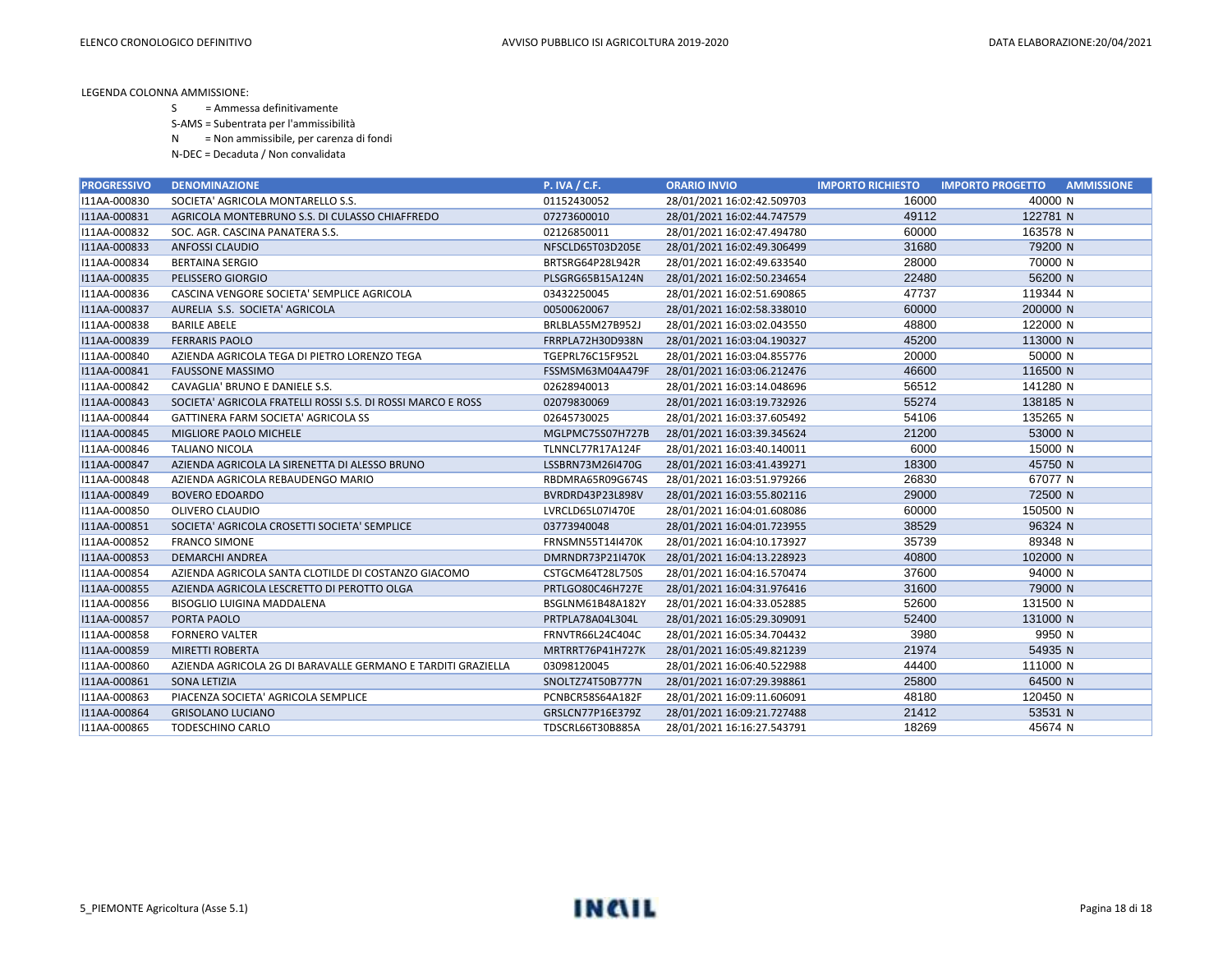LEGENDA COLONNA AMMISSIONE:

S = Ammessa definitivamente

S-AMS = Subentrata per l'ammissibilità

N = Non ammissibile, per carenza di fondi

N-DEC = Decaduta / Non convalidata

| PROGRESSIVO | DENOMINAZIONE | P. IVA / C.F. | ORARIO INVIO | IMPORTO RICHIESTO | IMPORTO PROGETTO | AMMISSIONE |
|---|---|---|---|---|---|---|
| I11AA-000830 | SOCIETA' AGRICOLA MONTARELLO S.S. | 01152430052 | 28/01/2021 16:02:42.509703 | 16000 | 40000 | N |
| I11AA-000831 | AGRICOLA MONTEBRUNO S.S. DI CULASSO CHIAFFREDO | 07273600010 | 28/01/2021 16:02:44.747579 | 49112 | 122781 | N |
| I11AA-000832 | SOC. AGR. CASCINA PANATERA S.S. | 02126850011 | 28/01/2021 16:02:47.494780 | 60000 | 163578 | N |
| I11AA-000833 | ANFOSSI CLAUDIO | NFSCLD65T03D205E | 28/01/2021 16:02:49.306499 | 31680 | 79200 | N |
| I11AA-000834 | BERTAINA SERGIO | BRTSRG64P28L942R | 28/01/2021 16:02:49.633540 | 28000 | 70000 | N |
| I11AA-000835 | PELISSERO GIORGIO | PLSGRG65B15A124N | 28/01/2021 16:02:50.234654 | 22480 | 56200 | N |
| I11AA-000836 | CASCINA VENGORE SOCIETA' SEMPLICE AGRICOLA | 03432250045 | 28/01/2021 16:02:51.690865 | 47737 | 119344 | N |
| I11AA-000837 | AURELIA S.S. SOCIETA' AGRICOLA | 00500620067 | 28/01/2021 16:02:58.338010 | 60000 | 200000 | N |
| I11AA-000838 | BARILE ABELE | BRLBLA55M27B952J | 28/01/2021 16:03:02.043550 | 48800 | 122000 | N |
| I11AA-000839 | FERRARIS PAOLO | FRRPLA72H30D938N | 28/01/2021 16:03:04.190327 | 45200 | 113000 | N |
| I11AA-000840 | AZIENDA AGRICOLA TEGA DI PIETRO LORENZO TEGA | TGEPRL76C15F952L | 28/01/2021 16:03:04.855776 | 20000 | 50000 | N |
| I11AA-000841 | FAUSSONE MASSIMO | FSSMSM63M04A479F | 28/01/2021 16:03:06.212476 | 46600 | 116500 | N |
| I11AA-000842 | CAVAGLIA' BRUNO E DANIELE S.S. | 02628940013 | 28/01/2021 16:03:14.048696 | 56512 | 141280 | N |
| I11AA-000843 | SOCIETA' AGRICOLA FRATELLI ROSSI S.S. DI ROSSI MARCO E ROSS | 02079830069 | 28/01/2021 16:03:19.732926 | 55274 | 138185 | N |
| I11AA-000844 | GATTINERA FARM SOCIETA' AGRICOLA SS | 02645730025 | 28/01/2021 16:03:37.605492 | 54106 | 135265 | N |
| I11AA-000845 | MIGLIORE PAOLO MICHELE | MGLPMC75S07H727B | 28/01/2021 16:03:39.345624 | 21200 | 53000 | N |
| I11AA-000846 | TALIANO NICOLA | TLNNCL77R17A124F | 28/01/2021 16:03:40.140011 | 6000 | 15000 | N |
| I11AA-000847 | AZIENDA AGRICOLA LA SIRENETTA DI ALESSO BRUNO | LSSBRN73M26I470G | 28/01/2021 16:03:41.439271 | 18300 | 45750 | N |
| I11AA-000848 | AZIENDA AGRICOLA REBAUDENGO MARIO | RBDMRA65R09G674S | 28/01/2021 16:03:51.979266 | 26830 | 67077 | N |
| I11AA-000849 | BOVERO EDOARDO | BVRDRD43P23L898V | 28/01/2021 16:03:55.802116 | 29000 | 72500 | N |
| I11AA-000850 | OLIVERO CLAUDIO | LVRCLD65L07I470E | 28/01/2021 16:04:01.608086 | 60000 | 150500 | N |
| I11AA-000851 | SOCIETA' AGRICOLA CROSETTI SOCIETA' SEMPLICE | 03773940048 | 28/01/2021 16:04:01.723955 | 38529 | 96324 | N |
| I11AA-000852 | FRANCO SIMONE | FRNSMN55T14I470K | 28/01/2021 16:04:10.173927 | 35739 | 89348 | N |
| I11AA-000853 | DEMARCHI ANDREA | DMRNDR73P21I470K | 28/01/2021 16:04:13.228923 | 40800 | 102000 | N |
| I11AA-000854 | AZIENDA AGRICOLA SANTA CLOTILDE DI COSTANZO GIACOMO | CSTGCM64T28L750S | 28/01/2021 16:04:16.570474 | 37600 | 94000 | N |
| I11AA-000855 | AZIENDA AGRICOLA LESCRETTO DI PEROTTO OLGA | PRTLGO80C46H727E | 28/01/2021 16:04:31.976416 | 31600 | 79000 | N |
| I11AA-000856 | BISOGLIO LUIGINA MADDALENA | BSGLNM61B48A182Y | 28/01/2021 16:04:33.052885 | 52600 | 131500 | N |
| I11AA-000857 | PORTA PAOLO | PRTPLA78A04L304L | 28/01/2021 16:05:29.309091 | 52400 | 131000 | N |
| I11AA-000858 | FORNERO VALTER | FRNVTR66L24C404C | 28/01/2021 16:05:34.704432 | 3980 | 9950 | N |
| I11AA-000859 | MIRETTI ROBERTA | MRTRRT76P41H727K | 28/01/2021 16:05:49.821239 | 21974 | 54935 | N |
| I11AA-000860 | AZIENDA AGRICOLA 2G DI BARAVALLE GERMANO E TARDITI GRAZIELLA | 03098120045 | 28/01/2021 16:06:40.522988 | 44400 | 111000 | N |
| I11AA-000861 | SONA LETIZIA | SNOLTZ74T50B777N | 28/01/2021 16:07:29.398861 | 25800 | 64500 | N |
| I11AA-000863 | PIACENZA SOCIETA' AGRICOLA SEMPLICE | PCNBCR58S64A182F | 28/01/2021 16:09:11.606091 | 48180 | 120450 | N |
| I11AA-000864 | GRISOLANO LUCIANO | GRSLCN77P16E379Z | 28/01/2021 16:09:21.727488 | 21412 | 53531 | N |
| I11AA-000865 | TODESCHINO CARLO | TDSCRL66T30B885A | 28/01/2021 16:16:27.543791 | 18269 | 45674 | N |